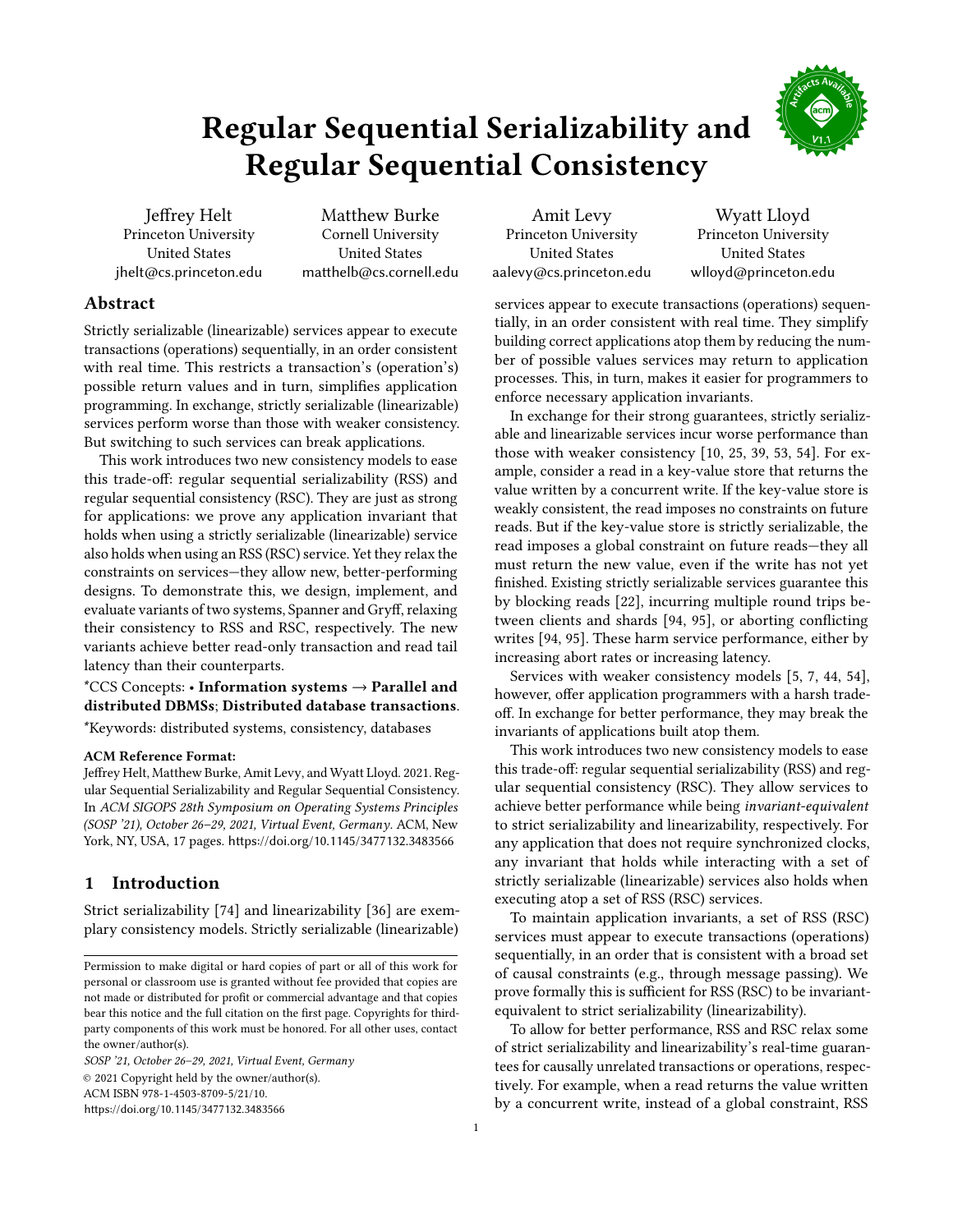# Regular Sequential Serializability and Regular Sequential Consistency

Jeffrey Helt
Princeton University
United States
jhelt@cs.princeton.edu

Matthew Burke
Cornell University
United States
matthelb@cs.cornell.edu

Amit Levy
Princeton University
United States
aalevy@cs.princeton.edu

Wyatt Lloyd
Princeton University
United States
wlloyd@princeton.edu

## Abstract

Strictly serializable (linearizable) services appear to execute transactions (operations) sequentially, in an order consistent with real time. This restricts a transaction's (operation's) possible return values and in turn, simplifies application programming. In exchange, strictly serializable (linearizable) services perform worse than those with weaker consistency. But switching to such services can break applications.

This work introduces two new consistency models to ease this trade-off: regular sequential serializability (RSS) and regular sequential consistency (RSC). They are just as strong for applications: we prove any application invariant that holds when using a strictly serializable (linearizable) service also holds when using an RSS (RSC) service. Yet they relax the constraints on services—they allow new, better-performing designs. To demonstrate this, we design, implement, and evaluate variants of two systems, Spanner and Gryff, relaxing their consistency to RSS and RSC, respectively. The new variants achieve better read-only transaction and read tail latency than their counterparts.

*CCS Concepts: • **Information systems → Parallel and distributed DBMSs**; **Distributed database transactions**.

*Keywords: distributed systems, consistency, databases

**ACM Reference Format:**
Jeffrey Helt, Matthew Burke, Amit Levy, and Wyatt Lloyd. 2021. Regular Sequential Serializability and Regular Sequential Consistency. In *ACM SIGOPS 28th Symposium on Operating Systems Principles (SOSP '21), October 26–29, 2021, Virtual Event, Germany.* ACM, New York, NY, USA, 17 pages. https://doi.org/10.1145/3477132.3483566

## 1 Introduction

Strict serializability [74] and linearizability [36] are exemplary consistency models. Strictly serializable (linearizable) services appear to execute transactions (operations) sequentially, in an order consistent with real time. They simplify building correct applications atop them by reducing the number of possible values services may return to application processes. This, in turn, makes it easier for programmers to enforce necessary application invariants.

In exchange for their strong guarantees, strictly serializable and linearizable services incur worse performance than those with weaker consistency [10, 25, 39, 53, 54]. For example, consider a read in a key-value store that returns the value written by a concurrent write. If the key-value store is weakly consistent, the read imposes no constraints on future reads. But if the key-value store is strictly serializable, the read imposes a global constraint on future reads—they all must return the new value, even if the write has not yet finished. Existing strictly serializable services guarantee this by blocking reads [22], incurring multiple round trips between clients and shards [94, 95], or aborting conflicting writes [94, 95]. These harm service performance, either by increasing abort rates or increasing latency.

Services with weaker consistency models [5, 7, 44, 54], however, offer application programmers with a harsh trade-off. In exchange for better performance, they may break the invariants of applications built atop them.

This work introduces two new consistency models to ease this trade-off: regular sequential serializability (RSS) and regular sequential consistency (RSC). They allow services to achieve better performance while being *invariant-equivalent* to strict serializability and linearizability, respectively. For any application that does not require synchronized clocks, any invariant that holds while interacting with a set of strictly serializable (linearizable) services also holds when executing atop a set of RSS (RSC) services.

To maintain application invariants, a set of RSS (RSC) services must appear to execute transactions (operations) sequentially, in an order that is consistent with a broad set of causal constraints (e.g., through message passing). We prove formally this is sufficient for RSS (RSC) to be invariant-equivalent to strict serializability (linearizability).

To allow for better performance, RSS and RSC relax some of strict serializability and linearizability's real-time guarantees for causally unrelated transactions or operations, respectively. For example, when a read returns the value written by a concurrent write, instead of a global constraint, RSS

Permission to make digital or hard copies of part or all of this work for personal or classroom use is granted without fee provided that copies are not made or distributed for profit or commercial advantage and that copies bear this notice and the full citation on the first page. Copyrights for third-party components of this work must be honored. For all other uses, contact the owner/author(s).

*SOSP '21, October 26–29, 2021, Virtual Event, Germany*
© 2021 Copyright held by the owner/author(s).
ACM ISBN 978-1-4503-8709-5/21/10.
https://doi.org/10.1145/3477132.3483566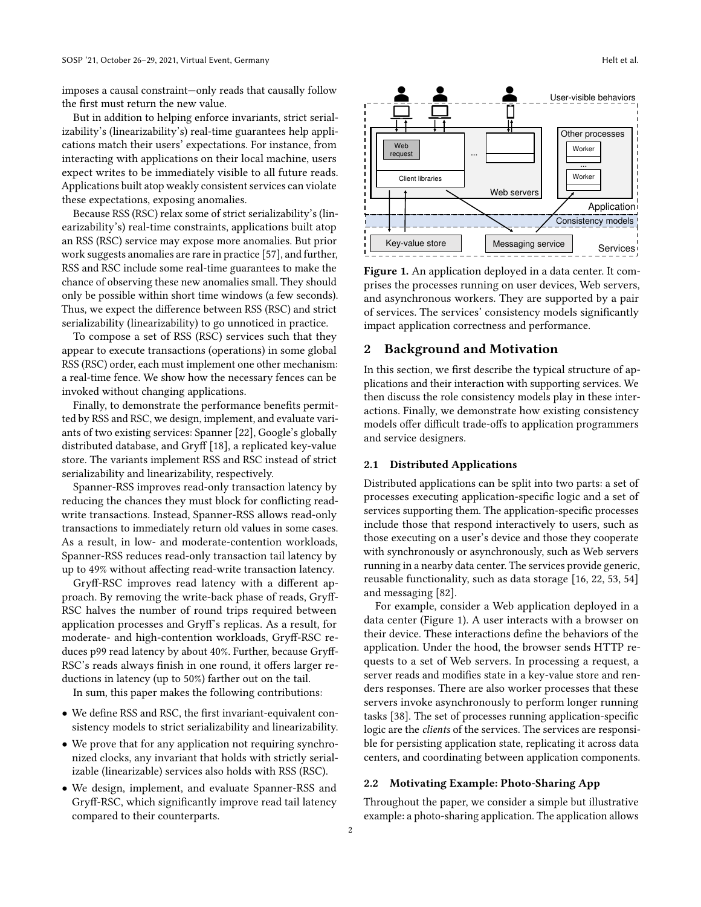imposes a causal constraint—only reads that causally follow the first must return the new value.

But in addition to helping enforce invariants, strict serializability's (linearizability's) real-time guarantees help applications match their users' expectations. For instance, from interacting with applications on their local machine, users expect writes to be immediately visible to all future reads. Applications built atop weakly consistent services can violate these expectations, exposing anomalies.

Because RSS (RSC) relax some of strict serializability's (linearizability's) real-time constraints, applications built atop an RSS (RSC) service may expose more anomalies. But prior work suggests anomalies are rare in practice [57], and further, RSS and RSC include some real-time guarantees to make the chance of observing these new anomalies small. They should only be possible within short time windows (a few seconds). Thus, we expect the difference between RSS (RSC) and strict serializability (linearizability) to go unnoticed in practice.

To compose a set of RSS (RSC) services such that they appear to execute transactions (operations) in some global RSS (RSC) order, each must implement one other mechanism: a real-time fence. We show how the necessary fences can be invoked without changing applications.

Finally, to demonstrate the performance benefits permitted by RSS and RSC, we design, implement, and evaluate variants of two existing services: Spanner [22], Google's globally distributed database, and Gryff [18], a replicated key-value store. The variants implement RSS and RSC instead of strict serializability and linearizability, respectively.

Spanner-RSS improves read-only transaction latency by reducing the chances they must block for conflicting read-write transactions. Instead, Spanner-RSS allows read-only transactions to immediately return old values in some cases. As a result, in low- and moderate-contention workloads, Spanner-RSS reduces read-only transaction tail latency by up to 49% without affecting read-write transaction latency.

Gryff-RSC improves read latency with a different approach. By removing the write-back phase of reads, Gryff-RSC halves the number of round trips required between application processes and Gryff's replicas. As a result, for moderate- and high-contention workloads, Gryff-RSC reduces p99 read latency by about 40%. Further, because Gryff-RSC's reads always finish in one round, it offers larger reductions in latency (up to 50%) farther out on the tail.

In sum, this paper makes the following contributions:

- We define RSS and RSC, the first invariant-equivalent consistency models to strict serializability and linearizability.
- We prove that for any application not requiring synchronized clocks, any invariant that holds with strictly serializable (linearizable) services also holds with RSS (RSC).
- We design, implement, and evaluate Spanner-RSS and Gryff-RSC, which significantly improve read tail latency compared to their counterparts.

**Figure 1.** An application deployed in a data center. It comprises the processes running on user devices, Web servers, and asynchronous workers. They are supported by a pair of services. The services' consistency models significantly impact application correctness and performance.

## 2 Background and Motivation

In this section, we first describe the typical structure of applications and their interaction with supporting services. We then discuss the role consistency models play in these interactions. Finally, we demonstrate how existing consistency models offer difficult trade-offs to application programmers and service designers.

### 2.1 Distributed Applications

Distributed applications can be split into two parts: a set of processes executing application-specific logic and a set of services supporting them. The application-specific processes include those that respond interactively to users, such as those executing on a user's device and those they cooperate with synchronously or asynchronously, such as Web servers running in a nearby data center. The services provide generic, reusable functionality, such as data storage [16, 22, 53, 54] and messaging [82].

For example, consider a Web application deployed in a data center (Figure 1). A user interacts with a browser on their device. These interactions define the behaviors of the application. Under the hood, the browser sends HTTP requests to a set of Web servers. In processing a request, a server reads and modifies state in a key-value store and renders responses. There are also worker processes that these servers invoke asynchronously to perform longer running tasks [38]. The set of processes running application-specific logic are the *clients* of the services. The services are responsible for persisting application state, replicating it across data centers, and coordinating between application components.

### 2.2 Motivating Example: Photo-Sharing App

Throughout the paper, we consider a simple but illustrative example: a photo-sharing application. The application allows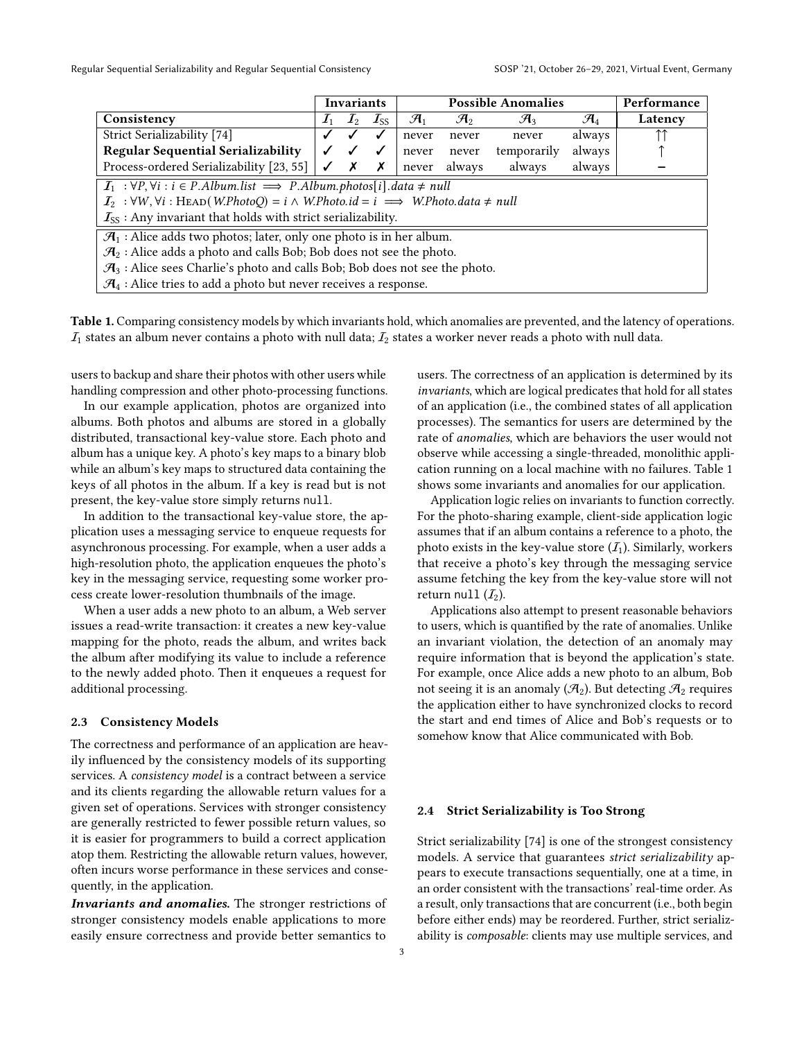| Consistency | Invariants | | | Possible Anomalies | | | | Performance |
|---|---|---|---|---|---|---|---|---|
| | $\mathcal{I}_1$ | $\mathcal{I}_2$ | $\mathcal{I}_{SS}$ | $\mathcal{A}_1$ | $\mathcal{A}_2$ | $\mathcal{A}_3$ | $\mathcal{A}_4$ | Latency |
| Strict Serializability [74] | ✓ | ✓ | ✓ | never | never | never | always | ↑↑ |
| **Regular Sequential Serializability** | ✓ | ✓ | ✓ | never | never | temporarily | always | ↑ |
| Process-ordered Serializability [23, 55] | ✓ | ✗ | ✗ | never | always | always | always | – |

$\mathcal{I}_1$ : $\forall P, \forall i : i \in P.Album.list \implies P.Album.photos[i].data \neq null$

$\mathcal{I}_2$ : $\forall W, \forall i : \textsc{Head}(W.PhotoQ) = i \land W.Photo.id = i \implies W.Photo.data \neq null$

$\mathcal{I}_{SS}$ : Any invariant that holds with strict serializability.

$\mathcal{A}_1$ : Alice adds two photos; later, only one photo is in her album.

$\mathcal{A}_2$ : Alice adds a photo and calls Bob; Bob does not see the photo.

$\mathcal{A}_3$ : Alice sees Charlie's photo and calls Bob; Bob does not see the photo.

$\mathcal{A}_4$ : Alice tries to add a photo but never receives a response.

**Table 1.** Comparing consistency models by which invariants hold, which anomalies are prevented, and the latency of operations. $\mathcal{I}_1$ states an album never contains a photo with null data; $\mathcal{I}_2$ states a worker never reads a photo with null data.

users to backup and share their photos with other users while handling compression and other photo-processing functions.

In our example application, photos are organized into albums. Both photos and albums are stored in a globally distributed, transactional key-value store. Each photo and album has a unique key. A photo's key maps to a binary blob while an album's key maps to structured data containing the keys of all photos in the album. If a key is read but is not present, the key-value store simply returns `null`.

In addition to the transactional key-value store, the application uses a messaging service to enqueue requests for asynchronous processing. For example, when a user adds a high-resolution photo, the application enqueues the photo's key in the messaging service, requesting some worker process create lower-resolution thumbnails of the image.

When a user adds a new photo to an album, a Web server issues a read-write transaction: it creates a new key-value mapping for the photo, reads the album, and writes back the album after modifying its value to include a reference to the newly added photo. Then it enqueues a request for additional processing.

### 2.3 Consistency Models

The correctness and performance of an application are heavily influenced by the consistency models of its supporting services. A *consistency model* is a contract between a service and its clients regarding the allowable return values for a given set of operations. Services with stronger consistency are generally restricted to fewer possible return values, so it is easier for programmers to build a correct application atop them. Restricting the allowable return values, however, often incurs worse performance in these services and consequently, in the application.

***Invariants and anomalies.*** The stronger restrictions of stronger consistency models enable applications to more easily ensure correctness and provide better semantics to users. The correctness of an application is determined by its *invariants*, which are logical predicates that hold for all states of an application (i.e., the combined states of all application processes). The semantics for users are determined by the rate of *anomalies*, which are behaviors the user would not observe while accessing a single-threaded, monolithic application running on a local machine with no failures. Table 1 shows some invariants and anomalies for our application.

Application logic relies on invariants to function correctly. For the photo-sharing example, client-side application logic assumes that if an album contains a reference to a photo, the photo exists in the key-value store ($\mathcal{I}_1$). Similarly, workers that receive a photo's key through the messaging service assume fetching the key from the key-value store will not return `null` ($\mathcal{I}_2$).

Applications also attempt to present reasonable behaviors to users, which is quantified by the rate of anomalies. Unlike an invariant violation, the detection of an anomaly may require information that is beyond the application's state. For example, once Alice adds a new photo to an album, Bob not seeing it is an anomaly ($\mathcal{A}_2$). But detecting $\mathcal{A}_2$ requires the application either to have synchronized clocks to record the start and end times of Alice and Bob's requests or to somehow know that Alice communicated with Bob.

### 2.4 Strict Serializability is Too Strong

Strict serializability [74] is one of the strongest consistency models. A service that guarantees *strict serializability* appears to execute transactions sequentially, one at a time, in an order consistent with the transactions' real-time order. As a result, only transactions that are concurrent (i.e., both begin before either ends) may be reordered. Further, strict serializability is *composable*: clients may use multiple services, and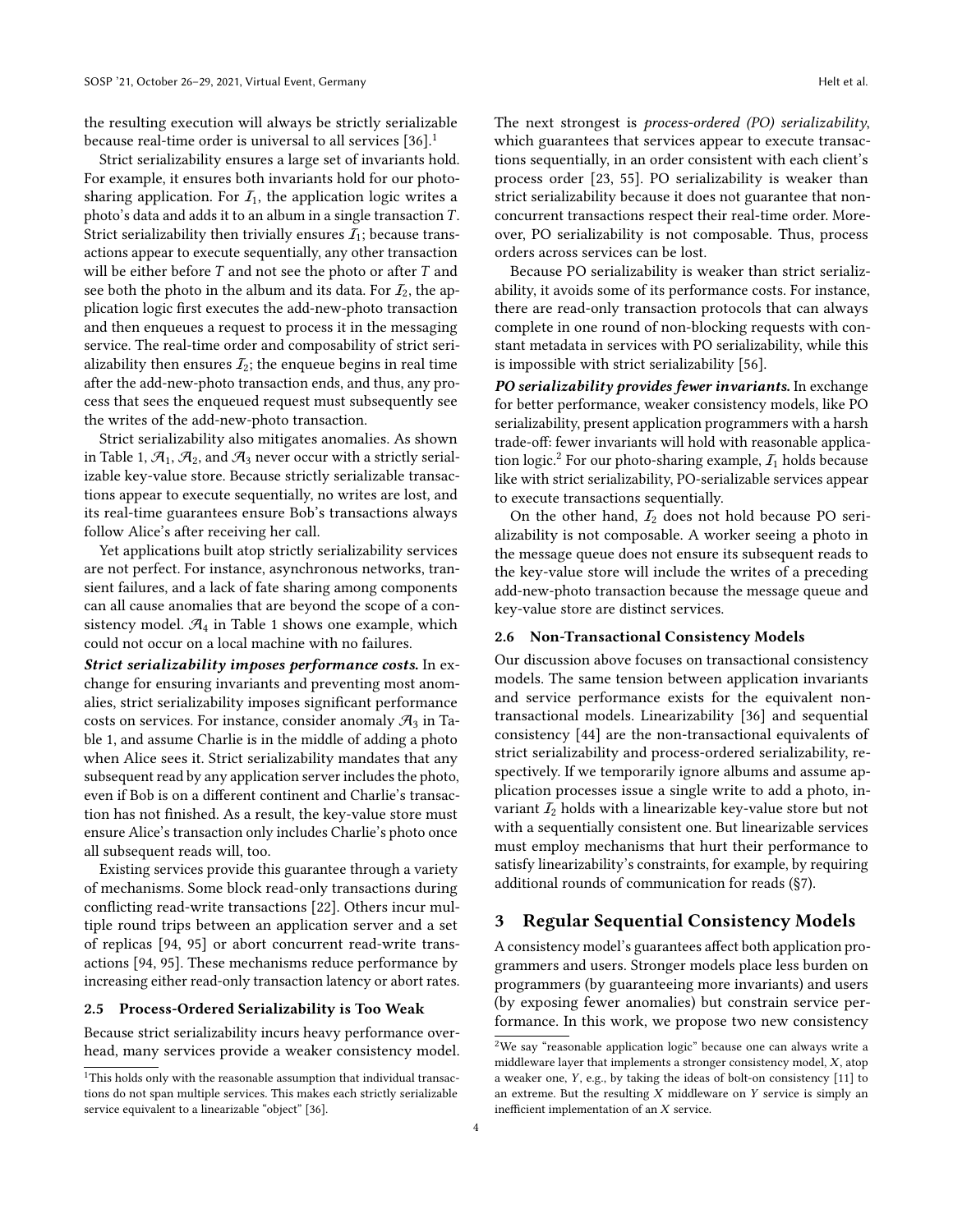the resulting execution will always be strictly serializable because real-time order is universal to all services [36].[1]

Strict serializability ensures a large set of invariants hold. For example, it ensures both invariants hold for our photo-sharing application. For $\mathcal{I}_1$, the application logic writes a photo's data and adds it to an album in a single transaction $T$. Strict serializability then trivially ensures $\mathcal{I}_1$; because transactions appear to execute sequentially, any other transaction will be either before $T$ and not see the photo or after $T$ and see both the photo in the album and its data. For $\mathcal{I}_2$, the application logic first executes the add-new-photo transaction and then enqueues a request to process it in the messaging service. The real-time order and composability of strict serializability then ensures $\mathcal{I}_2$; the enqueue begins in real time after the add-new-photo transaction ends, and thus, any process that sees the enqueued request must subsequently see the writes of the add-new-photo transaction.

Strict serializability also mitigates anomalies. As shown in Table 1, $\mathcal{A}_1$, $\mathcal{A}_2$, and $\mathcal{A}_3$ never occur with a strictly serializable key-value store. Because strictly serializable transactions appear to execute sequentially, no writes are lost, and its real-time guarantees ensure Bob's transactions always follow Alice's after receiving her call.

Yet applications built atop strictly serializability services are not perfect. For instance, asynchronous networks, transient failures, and a lack of fate sharing among components can all cause anomalies that are beyond the scope of a consistency model. $\mathcal{A}_4$ in Table 1 shows one example, which could not occur on a local machine with no failures.

***Strict serializability imposes performance costs.*** In exchange for ensuring invariants and preventing most anomalies, strict serializability imposes significant performance costs on services. For instance, consider anomaly $\mathcal{A}_3$ in Table 1, and assume Charlie is in the middle of adding a photo when Alice sees it. Strict serializability mandates that any subsequent read by any application server includes the photo, even if Bob is on a different continent and Charlie's transaction has not finished. As a result, the key-value store must ensure Alice's transaction only includes Charlie's photo once all subsequent reads will, too.

Existing services provide this guarantee through a variety of mechanisms. Some block read-only transactions during conflicting read-write transactions [22]. Others incur multiple round trips between an application server and a set of replicas [94, 95] or abort concurrent read-write transactions [94, 95]. These mechanisms reduce performance by increasing either read-only transaction latency or abort rates.

### 2.5 Process-Ordered Serializability is Too Weak

Because strict serializability incurs heavy performance overhead, many services provide a weaker consistency model. The next strongest is *process-ordered (PO) serializability*, which guarantees that services appear to execute transactions sequentially, in an order consistent with each client's process order [23, 55]. PO serializability is weaker than strict serializability because it does not guarantee that non-concurrent transactions respect their real-time order. Moreover, PO serializability is not composable. Thus, process orders across services can be lost.

Because PO serializability is weaker than strict serializability, it avoids some of its performance costs. For instance, there are read-only transaction protocols that can always complete in one round of non-blocking requests with constant metadata in services with PO serializability, while this is impossible with strict serializability [56].

***PO serializability provides fewer invariants.*** In exchange for better performance, weaker consistency models, like PO serializability, present application programmers with a harsh trade-off: fewer invariants will hold with reasonable application logic.[2] For our photo-sharing example, $\mathcal{I}_1$ holds because like with strict serializability, PO-serializable services appear to execute transactions sequentially.

On the other hand, $\mathcal{I}_2$ does not hold because PO serializability is not composable. A worker seeing a photo in the message queue does not ensure its subsequent reads to the key-value store will include the writes of a preceding add-new-photo transaction because the message queue and key-value store are distinct services.

### 2.6 Non-Transactional Consistency Models

Our discussion above focuses on transactional consistency models. The same tension between application invariants and service performance exists for the equivalent non-transactional models. Linearizability [36] and sequential consistency [44] are the non-transactional equivalents of strict serializability and process-ordered serializability, respectively. If we temporarily ignore albums and assume application processes issue a single write to add a photo, invariant $\mathcal{I}_2$ holds with a linearizable key-value store but not with a sequentially consistent one. But linearizable services must employ mechanisms that hurt their performance to satisfy linearizability's constraints, for example, by requiring additional rounds of communication for reads (§7).

## 3 Regular Sequential Consistency Models

A consistency model's guarantees affect both application programmers and users. Stronger models place less burden on programmers (by guaranteeing more invariants) and users (by exposing fewer anomalies) but constrain service performance. In this work, we propose two new consistency

---

[1] This holds only with the reasonable assumption that individual transactions do not span multiple services. This makes each strictly serializable service equivalent to a linearizable "object" [36].

[2] We say "reasonable application logic" because one can always write a middleware layer that implements a stronger consistency model, $X$, atop a weaker one, $Y$, e.g., by taking the ideas of bolt-on consistency [11] to an extreme. But the resulting $X$ middleware on $Y$ service is simply an inefficient implementation of an $X$ service.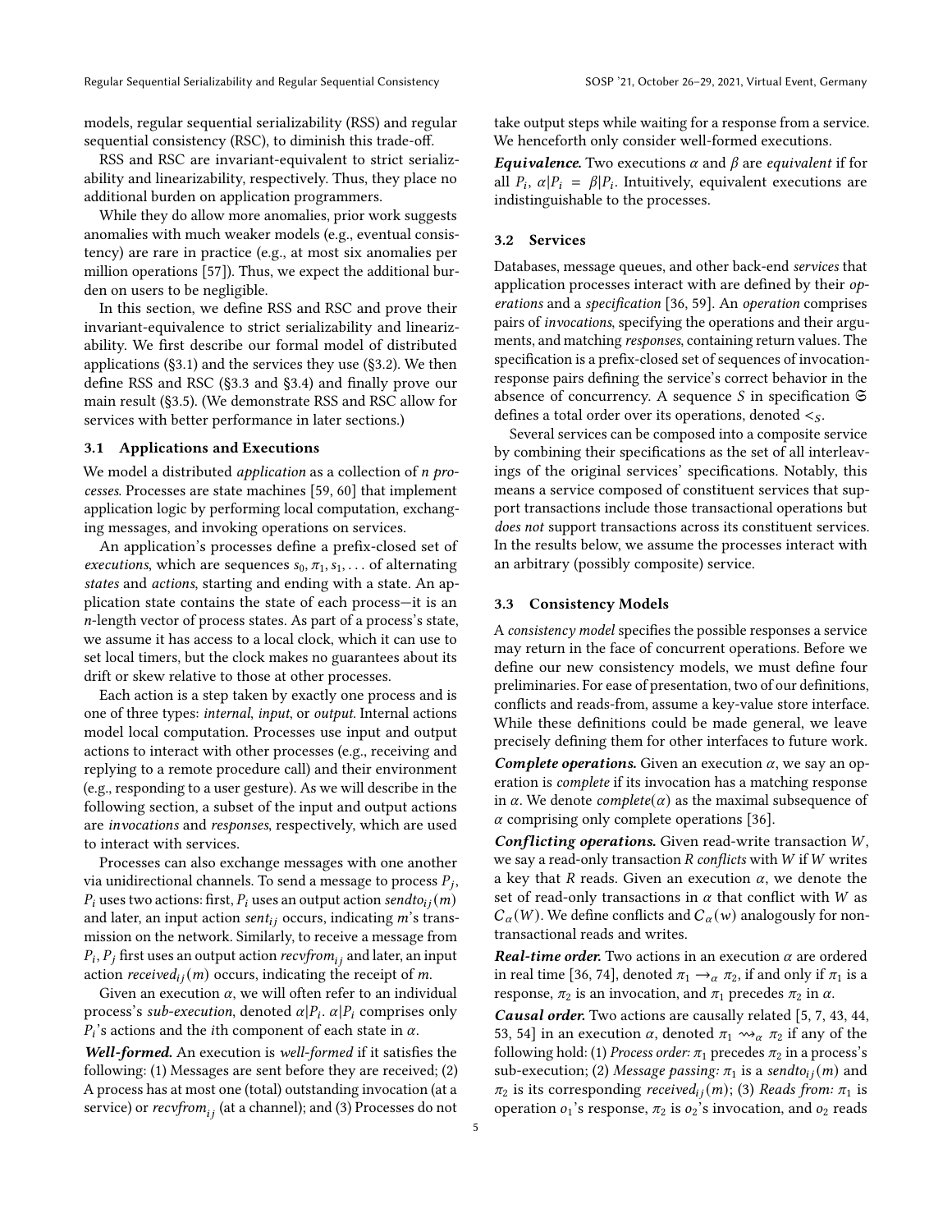models, regular sequential serializability (RSS) and regular sequential consistency (RSC), to diminish this trade-off.

RSS and RSC are invariant-equivalent to strict serializability and linearizability, respectively. Thus, they place no additional burden on application programmers.

While they do allow more anomalies, prior work suggests anomalies with much weaker models (e.g., eventual consistency) are rare in practice (e.g., at most six anomalies per million operations [57]). Thus, we expect the additional burden on users to be negligible.

In this section, we define RSS and RSC and prove their invariant-equivalence to strict serializability and linearizability. We first describe our formal model of distributed applications (§3.1) and the services they use (§3.2). We then define RSS and RSC (§3.3 and §3.4) and finally prove our main result (§3.5). (We demonstrate RSS and RSC allow for services with better performance in later sections.)

### 3.1 Applications and Executions

We model a distributed *application* as a collection of $n$ *processes*. Processes are state machines [59, 60] that implement application logic by performing local computation, exchanging messages, and invoking operations on services.

An application's processes define a prefix-closed set of *executions*, which are sequences $s_0, \pi_1, s_1, \ldots$ of alternating *states* and *actions*, starting and ending with a state. An application state contains the state of each process—it is an $n$-length vector of process states. As part of a process's state, we assume it has access to a local clock, which it can use to set local timers, but the clock makes no guarantees about its drift or skew relative to those at other processes.

Each action is a step taken by exactly one process and is one of three types: *internal*, *input*, or *output*. Internal actions model local computation. Processes use input and output actions to interact with other processes (e.g., receiving and replying to a remote procedure call) and their environment (e.g., responding to a user gesture). As we will describe in the following section, a subset of the input and output actions are *invocations* and *responses*, respectively, which are used to interact with services.

Processes can also exchange messages with one another via unidirectional channels. To send a message to process $P_j$, $P_i$ uses two actions: first, $P_i$ uses an output action $sendto_{ij}(m)$ and later, an input action $sent_{ij}$ occurs, indicating $m$'s transmission on the network. Similarly, to receive a message from $P_i$, $P_j$ first uses an output action $recvfrom_{ij}$ and later, an input action $received_{ij}(m)$ occurs, indicating the receipt of $m$.

Given an execution $\alpha$, we will often refer to an individual process's *sub-execution*, denoted $\alpha|P_i$. $\alpha|P_i$ comprises only $P_i$'s actions and the $i$th component of each state in $\alpha$.

***Well-formed.*** An execution is *well-formed* if it satisfies the following: (1) Messages are sent before they are received; (2) A process has at most one (total) outstanding invocation (at a service) or $recvfrom_{ij}$ (at a channel); and (3) Processes do not take output steps while waiting for a response from a service. We henceforth only consider well-formed executions.

***Equivalence.*** Two executions $\alpha$ and $\beta$ are *equivalent* if for all $P_i$, $\alpha|P_i = \beta|P_i$. Intuitively, equivalent executions are indistinguishable to the processes.

### 3.2 Services

Databases, message queues, and other back-end *services* that application processes interact with are defined by their *operations* and a *specification* [36, 59]. An *operation* comprises pairs of *invocations*, specifying the operations and their arguments, and matching *responses*, containing return values. The specification is a prefix-closed set of sequences of invocation-response pairs defining the service's correct behavior in the absence of concurrency. A sequence $S$ in specification $\mathfrak{S}$ defines a total order over its operations, denoted $<_S$.

Several services can be composed into a composite service by combining their specifications as the set of all interleavings of the original services' specifications. Notably, this means a service composed of constituent services that support transactions include those transactional operations but *does not* support transactions across its constituent services. In the results below, we assume the processes interact with an arbitrary (possibly composite) service.

### 3.3 Consistency Models

A *consistency model* specifies the possible responses a service may return in the face of concurrent operations. Before we define our new consistency models, we must define four preliminaries. For ease of presentation, two of our definitions, conflicts and reads-from, assume a key-value store interface. While these definitions could be made general, we leave precisely defining them for other interfaces to future work.

***Complete operations.*** Given an execution $\alpha$, we say an operation is *complete* if its invocation has a matching response in $\alpha$. We denote $complete(\alpha)$ as the maximal subsequence of $\alpha$ comprising only complete operations [36].

***Conflicting operations.*** Given read-write transaction $W$, we say a read-only transaction $R$ *conflicts* with $W$ if $W$ writes a key that $R$ reads. Given an execution $\alpha$, we denote the set of read-only transactions in $\alpha$ that conflict with $W$ as $C_\alpha(W)$. We define conflicts and $C_\alpha(w)$ analogously for non-transactional reads and writes.

***Real-time order.*** Two actions in an execution $\alpha$ are ordered in real time [36, 74], denoted $\pi_1 \rightarrow_\alpha \pi_2$, if and only if $\pi_1$ is a response, $\pi_2$ is an invocation, and $\pi_1$ precedes $\pi_2$ in $\alpha$.

***Causal order.*** Two actions are causally related [5, 7, 43, 44, 53, 54] in an execution $\alpha$, denoted $\pi_1 \rightsquigarrow_\alpha \pi_2$ if any of the following hold: (1) *Process order:* $\pi_1$ precedes $\pi_2$ in a process's sub-execution; (2) *Message passing:* $\pi_1$ is a $sendto_{ij}(m)$ and $\pi_2$ is its corresponding $received_{ij}(m)$; (3) *Reads from:* $\pi_1$ is operation $o_1$'s response, $\pi_2$ is $o_2$'s invocation, and $o_2$ reads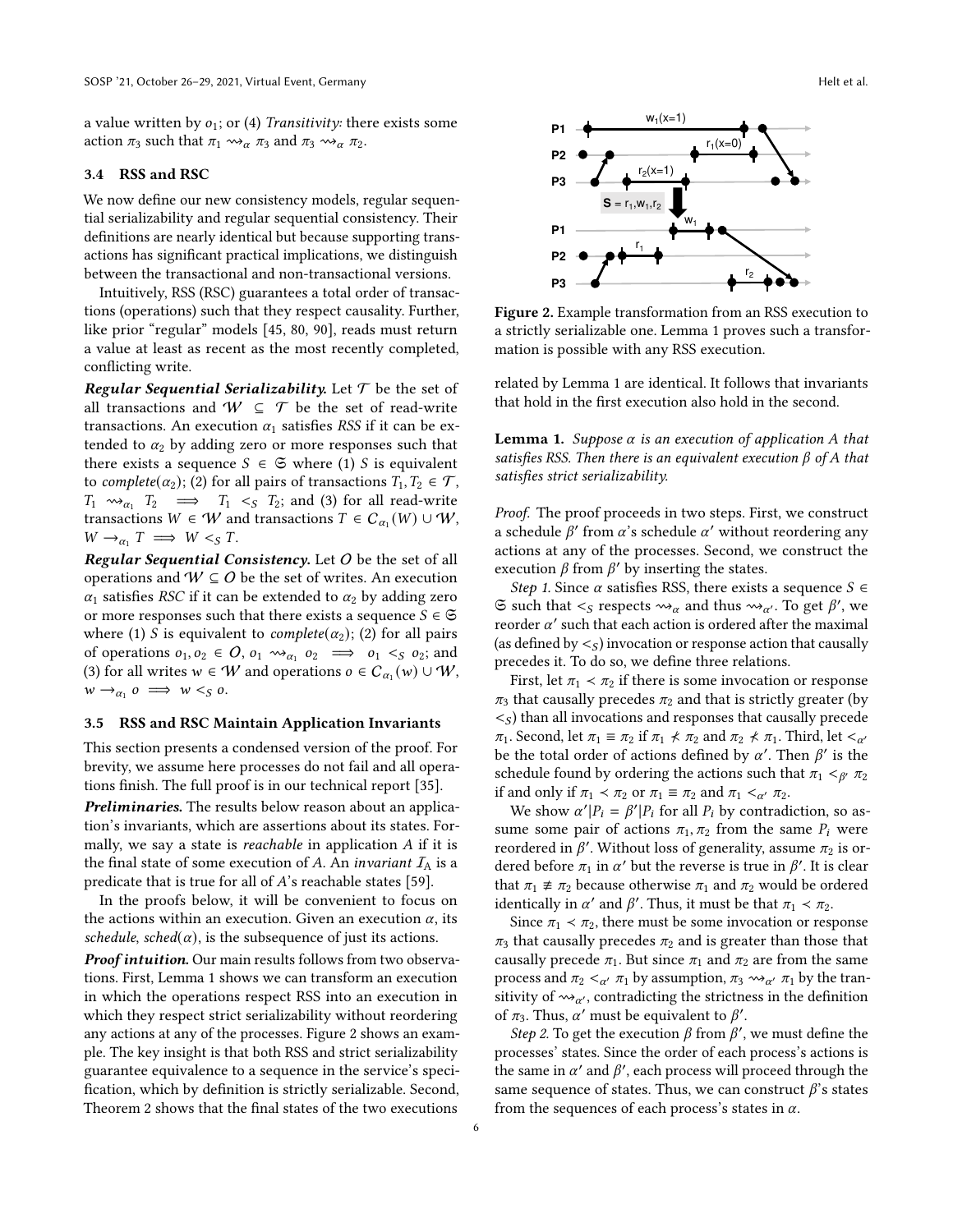a value written by $o_1$; or (4) *Transitivity:* there exists some action $\pi_3$ such that $\pi_1 \rightsquigarrow_\alpha \pi_3$ and $\pi_3 \rightsquigarrow_\alpha \pi_2$.

### 3.4 RSS and RSC

We now define our new consistency models, regular sequential serializability and regular sequential consistency. Their definitions are nearly identical but because supporting transactions has significant practical implications, we distinguish between the transactional and non-transactional versions.

Intuitively, RSS (RSC) guarantees a total order of transactions (operations) such that they respect causality. Further, like prior "regular" models [45, 80, 90], reads must return a value at least as recent as the most recently completed, conflicting write.

***Regular Sequential Serializability.*** Let $\mathcal{T}$ be the set of all transactions and $\mathcal{W} \subseteq \mathcal{T}$ be the set of read-write transactions. An execution $\alpha_1$ satisfies *RSS* if it can be extended to $\alpha_2$ by adding zero or more responses such that there exists a sequence $S \in \mathfrak{S}$ where (1) $S$ is equivalent to *complete*($\alpha_2$); (2) for all pairs of transactions $T_1, T_2 \in \mathcal{T}$, $T_1 \rightsquigarrow_{\alpha_1} T_2 \implies T_1 <_S T_2$; and (3) for all read-write transactions $W \in \mathcal{W}$ and transactions $T \in \mathcal{C}_{\alpha_1}(W) \cup \mathcal{W}$, $W \rightarrow_{\alpha_1} T \implies W <_S T$.

***Regular Sequential Consistency.*** Let $O$ be the set of all operations and $\mathcal{W} \subseteq O$ be the set of writes. An execution $\alpha_1$ satisfies *RSC* if it can be extended to $\alpha_2$ by adding zero or more responses such that there exists a sequence $S \in \mathfrak{S}$ where (1) $S$ is equivalent to *complete*($\alpha_2$); (2) for all pairs of operations $o_1, o_2 \in O$, $o_1 \rightsquigarrow_{\alpha_1} o_2 \implies o_1 <_S o_2$; and (3) for all writes $w \in \mathcal{W}$ and operations $o \in \mathcal{C}_{\alpha_1}(w) \cup \mathcal{W}$, $w \rightarrow_{\alpha_1} o \implies w <_S o$.

### 3.5 RSS and RSC Maintain Application Invariants

This section presents a condensed version of the proof. For brevity, we assume here processes do not fail and all operations finish. The full proof is in our technical report [35].

***Preliminaries.*** The results below reason about an application's invariants, which are assertions about its states. Formally, we say a state is *reachable* in application $A$ if it is the final state of some execution of $A$. An *invariant* $\mathcal{I}_A$ is a predicate that is true for all of $A$'s reachable states [59].

In the proofs below, it will be convenient to focus on the actions within an execution. Given an execution $\alpha$, its *schedule*, *sched*($\alpha$), is the subsequence of just its actions.

***Proof intuition.*** Our main results follows from two observations. First, Lemma 1 shows we can transform an execution in which the operations respect RSS into an execution in which they respect strict serializability without reordering any actions at any of the processes. Figure 2 shows an example. The key insight is that both RSS and strict serializability guarantee equivalence to a sequence in the service's specification, which by definition is strictly serializable. Second, Theorem 2 shows that the final states of the two executions related by Lemma 1 are identical. It follows that invariants that hold in the first execution also hold in the second.

**Figure 2.** Example transformation from an RSS execution to a strictly serializable one. Lemma 1 proves such a transformation is possible with any RSS execution.

**Lemma 1.** *Suppose $\alpha$ is an execution of application A that satisfies RSS. Then there is an equivalent execution $\beta$ of A that satisfies strict serializability.*

*Proof.* The proof proceeds in two steps. First, we construct a schedule $\beta'$ from $\alpha$'s schedule $\alpha'$ without reordering any actions at any of the processes. Second, we construct the execution $\beta$ from $\beta'$ by inserting the states.

*Step 1.* Since $\alpha$ satisfies RSS, there exists a sequence $S \in \mathfrak{S}$ such that $<_S$ respects $\rightsquigarrow_\alpha$ and thus $\rightsquigarrow_{\alpha'}$. To get $\beta'$, we reorder $\alpha'$ such that each action is ordered after the maximal (as defined by $<_S$) invocation or response action that causally precedes it. To do so, we define three relations.

First, let $\pi_1 \prec \pi_2$ if there is some invocation or response $\pi_3$ that causally precedes $\pi_2$ and that is strictly greater (by $<_S$) than all invocations and responses that causally precede $\pi_1$. Second, let $\pi_1 \equiv \pi_2$ if $\pi_1 \nprec \pi_2$ and $\pi_2 \nprec \pi_1$. Third, let $<_{\alpha'}$ be the total order of actions defined by $\alpha'$. Then $\beta'$ is the schedule found by ordering the actions such that $\pi_1 <_{\beta'} \pi_2$ if and only if $\pi_1 \prec \pi_2$ or $\pi_1 \equiv \pi_2$ and $\pi_1 <_{\alpha'} \pi_2$.

We show $\alpha'|P_i = \beta'|P_i$ for all $P_i$ by contradiction, so assume some pair of actions $\pi_1, \pi_2$ from the same $P_i$ were reordered in $\beta'$. Without loss of generality, assume $\pi_2$ is ordered before $\pi_1$ in $\alpha'$ but the reverse is true in $\beta'$. It is clear that $\pi_1 \not\equiv \pi_2$ because otherwise $\pi_1$ and $\pi_2$ would be ordered identically in $\alpha'$ and $\beta'$. Thus, it must be that $\pi_1 \prec \pi_2$.

Since $\pi_1 \prec \pi_2$, there must be some invocation or response $\pi_3$ that causally precedes $\pi_2$ and is greater than those that causally precede $\pi_1$. But since $\pi_1$ and $\pi_2$ are from the same process and $\pi_2 <_{\alpha'} \pi_1$ by assumption, $\pi_3 \rightsquigarrow_{\alpha'} \pi_1$ by the transitivity of $\rightsquigarrow_{\alpha'}$, contradicting the strictness in the definition of $\pi_3$. Thus, $\alpha'$ must be equivalent to $\beta'$.

*Step 2.* To get the execution $\beta$ from $\beta'$, we must define the processes' states. Since the order of each process's actions is the same in $\alpha'$ and $\beta'$, each process will proceed through the same sequence of states. Thus, we can construct $\beta'$'s states from the sequences of each process's states in $\alpha$.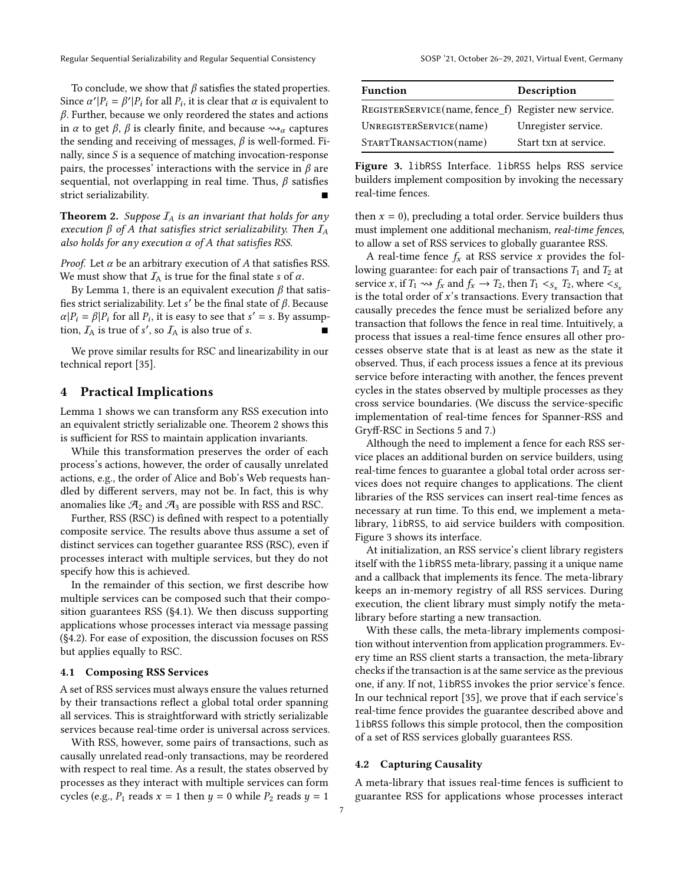To conclude, we show that $\beta$ satisfies the stated properties. Since $\alpha'|P_i = \beta'|P_i$ for all $P_i$, it is clear that $\alpha$ is equivalent to $\beta$. Further, because we only reordered the states and actions in $\alpha$ to get $\beta$, $\beta$ is clearly finite, and because $\rightsquigarrow_\alpha$ captures the sending and receiving of messages, $\beta$ is well-formed. Finally, since $S$ is a sequence of matching invocation-response pairs, the processes' interactions with the service in $\beta$ are sequential, not overlapping in real time. Thus, $\beta$ satisfies strict serializability. ∎

**Theorem 2.** *Suppose $\mathcal{I}_A$ is an invariant that holds for any execution $\beta$ of $A$ that satisfies strict serializability. Then $\mathcal{I}_A$ also holds for any execution $\alpha$ of $A$ that satisfies RSS.*

*Proof.* Let $\alpha$ be an arbitrary execution of $A$ that satisfies RSS. We must show that $\mathcal{I}_A$ is true for the final state $s$ of $\alpha$.

By Lemma 1, there is an equivalent execution $\beta$ that satisfies strict serializability. Let $s'$ be the final state of $\beta$. Because $\alpha|P_i = \beta|P_i$ for all $P_i$, it is easy to see that $s' = s$. By assumption, $\mathcal{I}_A$ is true of $s'$, so $\mathcal{I}_A$ is also true of $s$. ∎

We prove similar results for RSC and linearizability in our technical report [35].

## 4 Practical Implications

Lemma 1 shows we can transform any RSS execution into an equivalent strictly serializable one. Theorem 2 shows this is sufficient for RSS to maintain application invariants.

While this transformation preserves the order of each process's actions, however, the order of causally unrelated actions, e.g., the order of Alice and Bob's Web requests handled by different servers, may not be. In fact, this is why anomalies like $\mathcal{A}_2$ and $\mathcal{A}_3$ are possible with RSS and RSC.

Further, RSS (RSC) is defined with respect to a potentially composite service. The results above thus assume a set of distinct services can together guarantee RSS (RSC), even if processes interact with multiple services, but they do not specify how this is achieved.

In the remainder of this section, we first describe how multiple services can be composed such that their composition guarantees RSS (§4.1). We then discuss supporting applications whose processes interact via message passing (§4.2). For ease of exposition, the discussion focuses on RSS but applies equally to RSC.

### 4.1 Composing RSS Services

A set of RSS services must always ensure the values returned by their transactions reflect a global total order spanning all services. This is straightforward with strictly serializable services because real-time order is universal across services.

With RSS, however, some pairs of transactions, such as causally unrelated read-only transactions, may be reordered with respect to real time. As a result, the states observed by processes as they interact with multiple services can form cycles (e.g., $P_1$ reads $x = 1$ then $y = 0$ while $P_2$ reads $y = 1$ then $x = 0$), precluding a total order. Service builders thus must implement one additional mechanism, *real-time fences*, to allow a set of RSS services to globally guarantee RSS.

| Function | Description |
|---|---|
| RegisterService(name, fence_f) | Register new service. |
| UnregisterService(name) | Unregister service. |
| StartTransaction(name) | Start txn at service. |

**Figure 3.** libRSS Interface. libRSS helps RSS service builders implement composition by invoking the necessary real-time fences.

A real-time fence $f_x$ at RSS service $x$ provides the following guarantee: for each pair of transactions $T_1$ and $T_2$ at service $x$, if $T_1 \rightsquigarrow f_x$ and $f_x \rightarrow T_2$, then $T_1 <_{S_x} T_2$, where $<_{S_x}$ is the total order of $x$'s transactions. Every transaction that causally precedes the fence must be serialized before any transaction that follows the fence in real time. Intuitively, a process that issues a real-time fence ensures all other processes observe state that is at least as new as the state it observed. Thus, if each process issues a fence at its previous service before interacting with another, the fences prevent cycles in the states observed by multiple processes as they cross service boundaries. (We discuss the service-specific implementation of real-time fences for Spanner-RSS and Gryff-RSC in Sections 5 and 7.)

Although the need to implement a fence for each RSS service places an additional burden on service builders, using real-time fences to guarantee a global total order across services does not require changes to applications. The client libraries of the RSS services can insert real-time fences as necessary at run time. To this end, we implement a meta-library, libRSS, to aid service builders with composition. Figure 3 shows its interface.

At initialization, an RSS service's client library registers itself with the libRSS meta-library, passing it a unique name and a callback that implements its fence. The meta-library keeps an in-memory registry of all RSS services. During execution, the client library must simply notify the meta-library before starting a new transaction.

With these calls, the meta-library implements composition without intervention from application programmers. Every time an RSS client starts a transaction, the meta-library checks if the transaction is at the same service as the previous one, if any. If not, libRSS invokes the prior service's fence. In our technical report [35], we prove that if each service's real-time fence provides the guarantee described above and libRSS follows this simple protocol, then the composition of a set of RSS services globally guarantees RSS.

### 4.2 Capturing Causality

A meta-library that issues real-time fences is sufficient to guarantee RSS for applications whose processes interact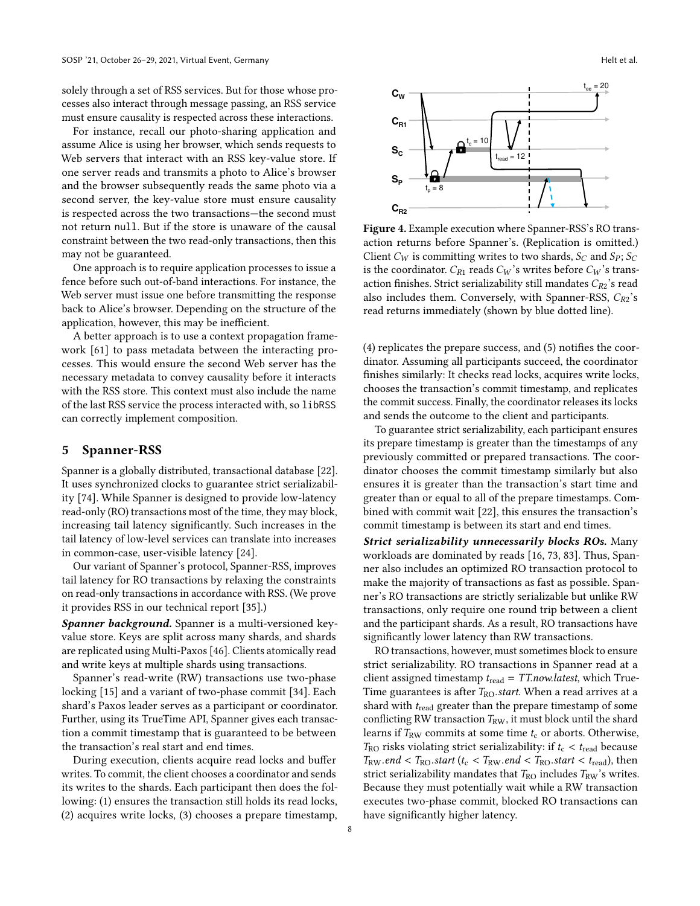solely through a set of RSS services. But for those whose processes also interact through message passing, an RSS service must ensure causality is respected across these interactions.

For instance, recall our photo-sharing application and assume Alice is using her browser, which sends requests to Web servers that interact with an RSS key-value store. If one server reads and transmits a photo to Alice's browser and the browser subsequently reads the same photo via a second server, the key-value store must ensure causality is respected across the two transactions—the second must not return `null`. But if the store is unaware of the causal constraint between the two read-only transactions, then this may not be guaranteed.

One approach is to require application processes to issue a fence before such out-of-band interactions. For instance, the Web server must issue one before transmitting the response back to Alice's browser. Depending on the structure of the application, however, this may be inefficient.

A better approach is to use a context propagation framework [61] to pass metadata between the interacting processes. This would ensure the second Web server has the necessary metadata to convey causality before it interacts with the RSS store. This context must also include the name of the last RSS service the process interacted with, so `libRSS` can correctly implement composition.

## 5 Spanner-RSS

Spanner is a globally distributed, transactional database [22]. It uses synchronized clocks to guarantee strict serializability [74]. While Spanner is designed to provide low-latency read-only (RO) transactions most of the time, they may block, increasing tail latency significantly. Such increases in the tail latency of low-level services can translate into increases in common-case, user-visible latency [24].

Our variant of Spanner's protocol, Spanner-RSS, improves tail latency for RO transactions by relaxing the constraints on read-only transactions in accordance with RSS. (We prove it provides RSS in our technical report [35].)

***Spanner background.*** Spanner is a multi-versioned key-value store. Keys are split across many shards, and shards are replicated using Multi-Paxos [46]. Clients atomically read and write keys at multiple shards using transactions.

Spanner's read-write (RW) transactions use two-phase locking [15] and a variant of two-phase commit [34]. Each shard's Paxos leader serves as a participant or coordinator. Further, using its TrueTime API, Spanner gives each transaction a commit timestamp that is guaranteed to be between the transaction's real start and end times.

During execution, clients acquire read locks and buffer writes. To commit, the client chooses a coordinator and sends its writes to the shards. Each participant then does the following: (1) ensures the transaction still holds its read locks, (2) acquires write locks, (3) chooses a prepare timestamp, (4) replicates the prepare success, and (5) notifies the coordinator. Assuming all participants succeed, the coordinator finishes similarly: It checks read locks, acquires write locks, chooses the transaction's commit timestamp, and replicates the commit success. Finally, the coordinator releases its locks and sends the outcome to the client and participants.

**Figure 4.** Example execution where Spanner-RSS's RO transaction returns before Spanner's. (Replication is omitted.) Client $C_W$ is committing writes to two shards, $S_C$ and $S_P$; $S_C$ is the coordinator. $C_{R1}$ reads $C_W$'s writes before $C_W$'s transaction finishes. Strict serializability still mandates $C_{R2}$'s read also includes them. Conversely, with Spanner-RSS, $C_{R2}$'s read returns immediately (shown by blue dotted line).

To guarantee strict serializability, each participant ensures its prepare timestamp is greater than the timestamps of any previously committed or prepared transactions. The coordinator chooses the commit timestamp similarly but also ensures it is greater than the transaction's start time and greater than or equal to all of the prepare timestamps. Combined with commit wait [22], this ensures the transaction's commit timestamp is between its start and end times.

***Strict serializability unnecessarily blocks ROs.*** Many workloads are dominated by reads [16, 73, 83]. Thus, Spanner also includes an optimized RO transaction protocol to make the majority of transactions as fast as possible. Spanner's RO transactions are strictly serializable but unlike RW transactions, only require one round trip between a client and the participant shards. As a result, RO transactions have significantly lower latency than RW transactions.

RO transactions, however, must sometimes block to ensure strict serializability. RO transactions in Spanner read at a client assigned timestamp $t_{\text{read}} = \mathit{TT.now.latest}$, which TrueTime guarantees is after $T_{\text{RO}}.\mathit{start}$. When a read arrives at a shard with $t_{\text{read}}$ greater than the prepare timestamp of some conflicting RW transaction $T_{\text{RW}}$, it must block until the shard learns if $T_{\text{RW}}$ commits at some time $t_c$ or aborts. Otherwise, $T_{\text{RO}}$ risks violating strict serializability: if $t_c < t_{\text{read}}$ because $T_{\text{RW}}.\mathit{end} < T_{\text{RO}}.\mathit{start}$ ($t_c < T_{\text{RW}}.\mathit{end} < T_{\text{RO}}.\mathit{start} < t_{\text{read}}$), then strict serializability mandates that $T_{\text{RO}}$ includes $T_{\text{RW}}$'s writes. Because they must potentially wait while a RW transaction executes two-phase commit, blocked RO transactions can have significantly higher latency.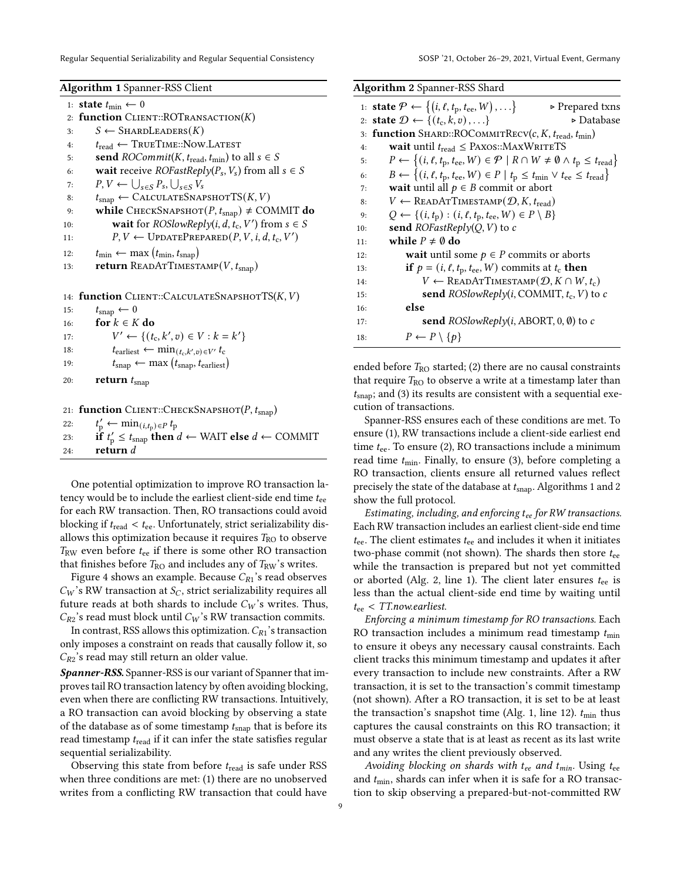**Algorithm 1** Spanner-RSS Client

```
1:  state t_min ← 0
2:  function Client::ROTransaction(K)
3:      S ← ShardLeaders(K)
4:      t_read ← TrueTime::Now.Latest
5:      send ROCommit(K, t_read, t_min) to all s ∈ S
6:      wait receive ROFastReply(P_s, V_s) from all s ∈ S
7:      P, V ← ⋃_{s∈S} P_s, ⋃_{s∈S} V_s
8:      t_snap ← CalculateSnapshotTS(K, V)
9:      while CheckSnapshot(P, t_snap) ≠ COMMIT do
10:         wait for ROSlowReply(i, d, t_c, V′) from s ∈ S
11:         P, V ← UpdatePrepared(P, V, i, d, t_c, V′)
12:     t_min ← max(t_min, t_snap)
13:     return ReadAtTimestamp(V, t_snap)

14: function Client::CalculateSnapshotTS(K, V)
15:     t_snap ← 0
16:     for k ∈ K do
17:         V′ ← {(t_c, k′, v) ∈ V : k = k′}
18:         t_earliest ← min_{(t_c,k′,v)∈V′} t_c
19:         t_snap ← max(t_snap, t_earliest)
20:     return t_snap

21: function Client::CheckSnapshot(P, t_snap)
22:     t′_p ← min_{(i,t_p)∈P} t_p
23:     if t′_p ≤ t_snap then d ← WAIT else d ← COMMIT
24:     return d
```

**Algorithm 2** Spanner-RSS Shard

```
1:  state 𝒫 ← {(i, ℓ, t_p, t_ee, W), ...}        ▷ Prepared txns
2:  state 𝒟 ← {(t_c, k, v), ...}                 ▷ Database
3:  function Shard::ROCommitRecv(c, K, t_read, t_min)
4:      wait until t_read ≤ Paxos::MaxWriteTS
5:      P ← {(i, ℓ, t_p, t_ee, W) ∈ 𝒫 | R ∩ W ≠ ∅ ∧ t_p ≤ t_read}
6:      B ← {(i, ℓ, t_p, t_ee, W) ∈ P | t_p ≤ t_min ∨ t_ee ≤ t_read}
7:      wait until all p ∈ B commit or abort
8:      V ← ReadAtTimestamp(𝒟, K, t_read)
9:      Q ← {(i, t_p) : (i, ℓ, t_p, t_ee, W) ∈ P \ B}
10:     send ROFastReply(Q, V) to c
11:     while P ≠ ∅ do
12:         wait until some p ∈ P commits or aborts
13:         if p = (i, ℓ, t_p, t_ee, W) commits at t_c then
14:             V ← ReadAtTimestamp(𝒟, K ∩ W, t_c)
15:             send ROSlowReply(i, COMMIT, t_c, V) to c
16:         else
17:             send ROSlowReply(i, ABORT, 0, ∅) to c
18:         P ← P \ {p}
```

One potential optimization to improve RO transaction latency would be to include the earliest client-side end time $t_{ee}$ for each RW transaction. Then, RO transactions could avoid blocking if $t_{read} < t_{ee}$. Unfortunately, strict serializability disallows this optimization because it requires $T_{RO}$ to observe $T_{RW}$ even before $t_{ee}$ if there is some other RO transaction that finishes before $T_{RO}$ and includes any of $T_{RW}$'s writes.

Figure 4 shows an example. Because $C_{R1}$'s read observes $C_W$'s RW transaction at $S_C$, strict serializability requires all future reads at both shards to include $C_W$'s writes. Thus, $C_{R2}$'s read must block until $C_W$'s RW transaction commits.

In contrast, RSS allows this optimization. $C_{R1}$'s transaction only imposes a constraint on reads that causally follow it, so $C_{R2}$'s read may still return an older value.

***Spanner-RSS.*** Spanner-RSS is our variant of Spanner that improves tail RO transaction latency by often avoiding blocking, even when there are conflicting RW transactions. Intuitively, a RO transaction can avoid blocking by observing a state of the database as of some timestamp $t_{snap}$ that is before its read timestamp $t_{read}$ if it can infer the state satisfies regular sequential serializability.

Observing this state from before $t_{read}$ is safe under RSS when three conditions are met: (1) there are no unobserved writes from a conflicting RW transaction that could have ended before $T_{RO}$ started; (2) there are no causal constraints that require $T_{RO}$ to observe a write at a timestamp later than $t_{snap}$; and (3) its results are consistent with a sequential execution of transactions.

Spanner-RSS ensures each of these conditions are met. To ensure (1), RW transactions include a client-side earliest end time $t_{ee}$. To ensure (2), RO transactions include a minimum read time $t_{min}$. Finally, to ensure (3), before completing a RO transaction, clients ensure all returned values reflect precisely the state of the database at $t_{snap}$. Algorithms 1 and 2 show the full protocol.

*Estimating, including, and enforcing $t_{ee}$ for RW transactions.* Each RW transaction includes an earliest client-side end time $t_{ee}$. The client estimates $t_{ee}$ and includes it when it initiates two-phase commit (not shown). The shards then store $t_{ee}$ while the transaction is prepared but not yet committed or aborted (Alg. 2, line 1). The client later ensures $t_{ee}$ is less than the actual client-side end time by waiting until $t_{ee} <$ *TT.now.earliest*.

*Enforcing a minimum timestamp for RO transactions.* Each RO transaction includes a minimum read timestamp $t_{min}$ to ensure it obeys any necessary causal constraints. Each client tracks this minimum timestamp and updates it after every transaction to include new constraints. After a RW transaction, it is set to the transaction's commit timestamp (not shown). After a RO transaction, it is set to be at least the transaction's snapshot time (Alg. 1, line 12). $t_{min}$ thus captures the causal constraints on this RO transaction; it must observe a state that is at least as recent as its last write and any writes the client previously observed.

*Avoiding blocking on shards with $t_{ee}$ and $t_{min}$.* Using $t_{ee}$ and $t_{min}$, shards can infer when it is safe for a RO transaction to skip observing a prepared-but-not-committed RW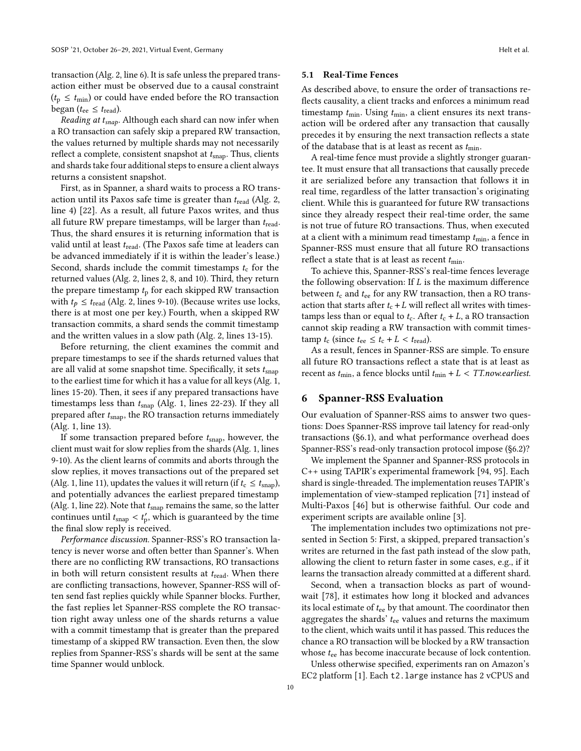transaction (Alg. 2, line 6). It is safe unless the prepared transaction either must be observed due to a causal constraint ($t_p \leq t_{min}$) or could have ended before the RO transaction began ($t_{ee} \leq t_{read}$).

*Reading at $t_{snap}$.* Although each shard can now infer when a RO transaction can safely skip a prepared RW transaction, the values returned by multiple shards may not necessarily reflect a complete, consistent snapshot at $t_{snap}$. Thus, clients and shards take four additional steps to ensure a client always returns a consistent snapshot.

First, as in Spanner, a shard waits to process a RO transaction until its Paxos safe time is greater than $t_{read}$ (Alg. 2, line 4) [22]. As a result, all future Paxos writes, and thus all future RW prepare timestamps, will be larger than $t_{read}$. Thus, the shard ensures it is returning information that is valid until at least $t_{read}$. (The Paxos safe time at leaders can be advanced immediately if it is within the leader's lease.) Second, shards include the commit timestamps $t_c$ for the returned values (Alg. 2, lines 2, 8, and 10). Third, they return the prepare timestamp $t_p$ for each skipped RW transaction with $t_p \leq t_{read}$ (Alg. 2, lines 9-10). (Because writes use locks, there is at most one per key.) Fourth, when a skipped RW transaction commits, a shard sends the commit timestamp and the written values in a slow path (Alg. 2, lines 13-15).

Before returning, the client examines the commit and prepare timestamps to see if the shards returned values that are all valid at some snapshot time. Specifically, it sets $t_{snap}$ to the earliest time for which it has a value for all keys (Alg. 1, lines 15-20). Then, it sees if any prepared transactions have timestamps less than $t_{snap}$ (Alg. 1, lines 22-23). If they all prepared after $t_{snap}$, the RO transaction returns immediately (Alg. 1, line 13).

If some transaction prepared before $t_{snap}$, however, the client must wait for slow replies from the shards (Alg. 1, lines 9-10). As the client learns of commits and aborts through the slow replies, it moves transactions out of the prepared set (Alg. 1, line 11), updates the values it will return (if $t_c \leq t_{snap}$), and potentially advances the earliest prepared timestamp (Alg. 1, line 22). Note that $t_{snap}$ remains the same, so the latter continues until $t_{snap} < t'_p$, which is guaranteed by the time the final slow reply is received.

*Performance discussion.* Spanner-RSS's RO transaction latency is never worse and often better than Spanner's. When there are no conflicting RW transactions, RO transactions in both will return consistent results at $t_{read}$. When there are conflicting transactions, however, Spanner-RSS will often send fast replies quickly while Spanner blocks. Further, the fast replies let Spanner-RSS complete the RO transaction right away unless one of the shards returns a value with a commit timestamp that is greater than the prepared timestamp of a skipped RW transaction. Even then, the slow replies from Spanner-RSS's shards will be sent at the same time Spanner would unblock.

### 5.1 Real-Time Fences

As described above, to ensure the order of transactions reflects causality, a client tracks and enforces a minimum read timestamp $t_{min}$. Using $t_{min}$, a client ensures its next transaction will be ordered after any transaction that causally precedes it by ensuring the next transaction reflects a state of the database that is at least as recent as $t_{min}$.

A real-time fence must provide a slightly stronger guarantee. It must ensure that all transactions that causally precede it are serialized before any transaction that follows it in real time, regardless of the latter transaction's originating client. While this is guaranteed for future RW transactions since they already respect their real-time order, the same is not true of future RO transactions. Thus, when executed at a client with a minimum read timestamp $t_{min}$, a fence in Spanner-RSS must ensure that all future RO transactions reflect a state that is at least as recent $t_{min}$.

To achieve this, Spanner-RSS's real-time fences leverage the following observation: If $L$ is the maximum difference between $t_c$ and $t_{ee}$ for any RW transaction, then a RO transaction that starts after $t_c + L$ will reflect all writes with timestamps less than or equal to $t_c$. After $t_c + L$, a RO transaction cannot skip reading a RW transaction with commit timestamp $t_c$ (since $t_{ee} \leq t_c + L < t_{read}$).

As a result, fences in Spanner-RSS are simple. To ensure all future RO transactions reflect a state that is at least as recent as $t_{min}$, a fence blocks until $t_{min} + L <$ *TT.now.earliest*.

## 6 Spanner-RSS Evaluation

Our evaluation of Spanner-RSS aims to answer two questions: Does Spanner-RSS improve tail latency for read-only transactions (§6.1), and what performance overhead does Spanner-RSS's read-only transaction protocol impose (§6.2)?

We implement the Spanner and Spanner-RSS protocols in C++ using TAPIR's experimental framework [94, 95]. Each shard is single-threaded. The implementation reuses TAPIR's implementation of view-stamped replication [71] instead of Multi-Paxos [46] but is otherwise faithful. Our code and experiment scripts are available online [3].

The implementation includes two optimizations not presented in Section 5: First, a skipped, prepared transaction's writes are returned in the fast path instead of the slow path, allowing the client to return faster in some cases, e.g., if it learns the transaction already committed at a different shard.

Second, when a transaction blocks as part of wound-wait [78], it estimates how long it blocked and advances its local estimate of $t_{ee}$ by that amount. The coordinator then aggregates the shards' $t_{ee}$ values and returns the maximum to the client, which waits until it has passed. This reduces the chance a RO transaction will be blocked by a RW transaction whose $t_{ee}$ has become inaccurate because of lock contention.

Unless otherwise specified, experiments ran on Amazon's EC2 platform [1]. Each `t2.large` instance has 2 vCPUS and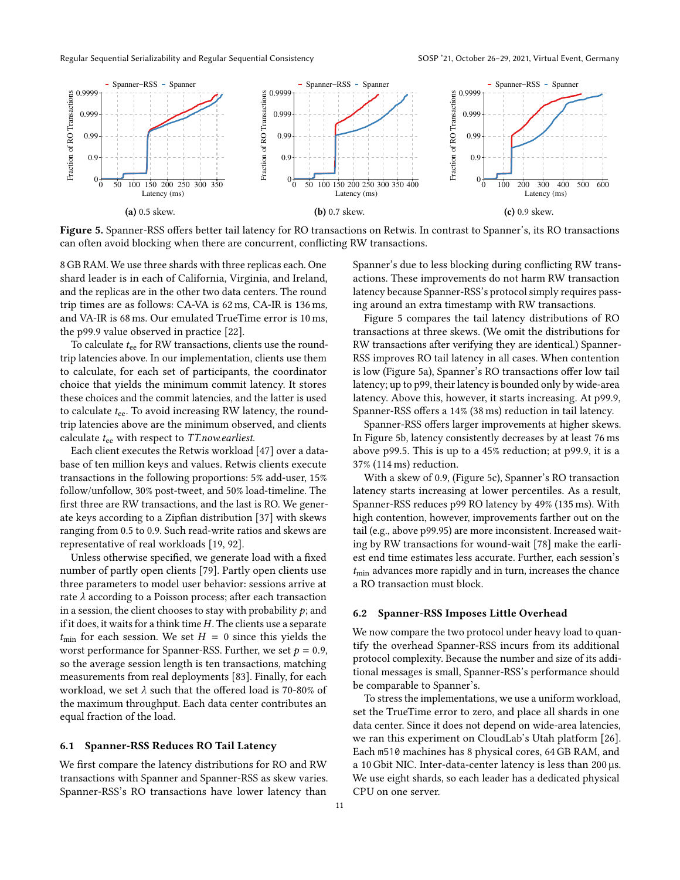**(a)** 0.5 skew. **(b)** 0.7 skew. **(c)** 0.9 skew.

**Figure 5.** Spanner-RSS offers better tail latency for RO transactions on Retwis. In contrast to Spanner's, its RO transactions can often avoid blocking when there are concurrent, conflicting RW transactions.

8 GB RAM. We use three shards with three replicas each. One shard leader is in each of California, Virginia, and Ireland, and the replicas are in the other two data centers. The round trip times are as follows: CA-VA is 62 ms, CA-IR is 136 ms, and VA-IR is 68 ms. Our emulated TrueTime error is 10 ms, the p99.9 value observed in practice [22].

To calculate $t_{ee}$ for RW transactions, clients use the round-trip latencies above. In our implementation, clients use them to calculate, for each set of participants, the coordinator choice that yields the minimum commit latency. It stores these choices and the commit latencies, and the latter is used to calculate $t_{ee}$. To avoid increasing RW latency, the round-trip latencies above are the minimum observed, and clients calculate $t_{ee}$ with respect to *TT.now.earliest*.

Each client executes the Retwis workload [47] over a database of ten million keys and values. Retwis clients execute transactions in the following proportions: 5% add-user, 15% follow/unfollow, 30% post-tweet, and 50% load-timeline. The first three are RW transactions, and the last is RO. We generate keys according to a Zipfian distribution [37] with skews ranging from 0.5 to 0.9. Such read-write ratios and skews are representative of real workloads [19, 92].

Unless otherwise specified, we generate load with a fixed number of partly open clients [79]. Partly open clients use three parameters to model user behavior: sessions arrive at rate $\lambda$ according to a Poisson process; after each transaction in a session, the client chooses to stay with probability $p$; and if it does, it waits for a think time $H$. The clients use a separate $t_{min}$ for each session. We set $H = 0$ since this yields the worst performance for Spanner-RSS. Further, we set $p = 0.9$, so the average session length is ten transactions, matching measurements from real deployments [83]. Finally, for each workload, we set $\lambda$ such that the offered load is 70-80% of the maximum throughput. Each data center contributes an equal fraction of the load.

### 6.1 Spanner-RSS Reduces RO Tail Latency

We first compare the latency distributions for RO and RW transactions with Spanner and Spanner-RSS as skew varies. Spanner-RSS's RO transactions have lower latency than Spanner's due to less blocking during conflicting RW transactions. These improvements do not harm RW transaction latency because Spanner-RSS's protocol simply requires passing around an extra timestamp with RW transactions.

Figure 5 compares the tail latency distributions of RO transactions at three skews. (We omit the distributions for RW transactions after verifying they are identical.) Spanner-RSS improves RO tail latency in all cases. When contention is low (Figure 5a), Spanner's RO transactions offer low tail latency; up to p99, their latency is bounded only by wide-area latency. Above this, however, it starts increasing. At p99.9, Spanner-RSS offers a 14% (38 ms) reduction in tail latency.

Spanner-RSS offers larger improvements at higher skews. In Figure 5b, latency consistently decreases by at least 76 ms above p99.5. This is up to a 45% reduction; at p99.9, it is a 37% (114 ms) reduction.

With a skew of 0.9, (Figure 5c), Spanner's RO transaction latency starts increasing at lower percentiles. As a result, Spanner-RSS reduces p99 RO latency by 49% (135 ms). With high contention, however, improvements farther out on the tail (e.g., above p99.95) are more inconsistent. Increased waiting by RW transactions for wound-wait [78] make the earliest end time estimates less accurate. Further, each session's $t_{min}$ advances more rapidly and in turn, increases the chance a RO transaction must block.

### 6.2 Spanner-RSS Imposes Little Overhead

We now compare the two protocol under heavy load to quantify the overhead Spanner-RSS incurs from its additional protocol complexity. Because the number and size of its additional messages is small, Spanner-RSS's performance should be comparable to Spanner's.

To stress the implementations, we use a uniform workload, set the TrueTime error to zero, and place all shards in one data center. Since it does not depend on wide-area latencies, we ran this experiment on CloudLab's Utah platform [26]. Each `m510` machines has 8 physical cores, 64 GB RAM, and a 10 Gbit NIC. Inter-data-center latency is less than 200 µs. We use eight shards, so each leader has a dedicated physical CPU on one server.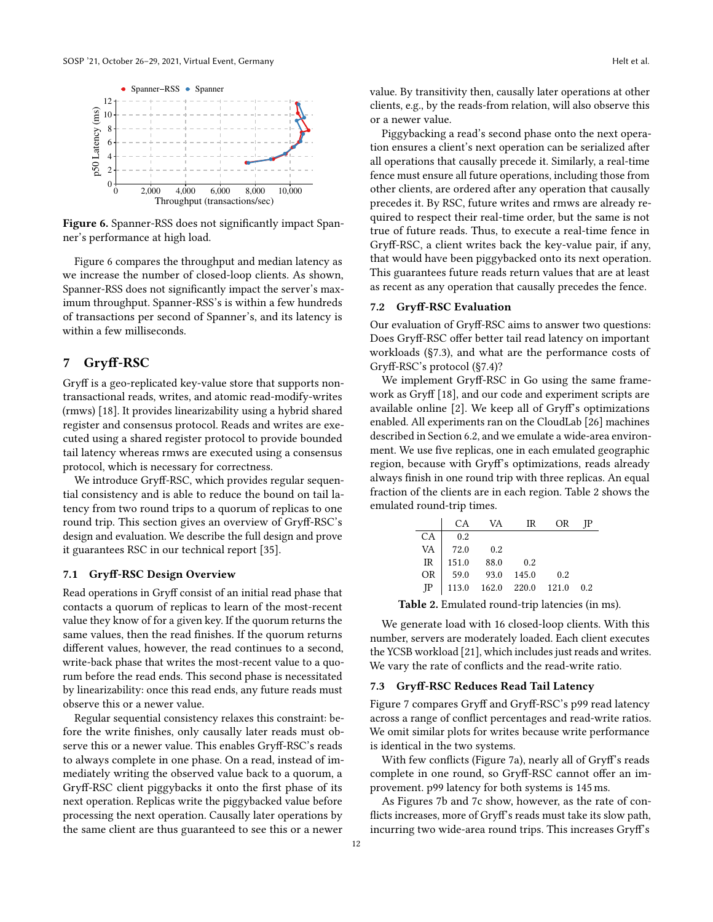Figure 6. Spanner-RSS does not significantly impact Spanner's performance at high load.

Figure 6 compares the throughput and median latency as we increase the number of closed-loop clients. As shown, Spanner-RSS does not significantly impact the server's maximum throughput. Spanner-RSS's is within a few hundreds of transactions per second of Spanner's, and its latency is within a few milliseconds.

## 7 Gryff-RSC

Gryff is a geo-replicated key-value store that supports non-transactional reads, writes, and atomic read-modify-writes (rmws) [18]. It provides linearizability using a hybrid shared register and consensus protocol. Reads and writes are executed using a shared register protocol to provide bounded tail latency whereas rmws are executed using a consensus protocol, which is necessary for correctness.

We introduce Gryff-RSC, which provides regular sequential consistency and is able to reduce the bound on tail latency from two round trips to a quorum of replicas to one round trip. This section gives an overview of Gryff-RSC's design and evaluation. We describe the full design and prove it guarantees RSC in our technical report [35].

### 7.1 Gryff-RSC Design Overview

Read operations in Gryff consist of an initial read phase that contacts a quorum of replicas to learn of the most-recent value they know of for a given key. If the quorum returns the same values, then the read finishes. If the quorum returns different values, however, the read continues to a second, write-back phase that writes the most-recent value to a quorum before the read ends. This second phase is necessitated by linearizability: once this read ends, any future reads must observe this or a newer value.

Regular sequential consistency relaxes this constraint: before the write finishes, only causally later reads must observe this or a newer value. This enables Gryff-RSC's reads to always complete in one phase. On a read, instead of immediately writing the observed value back to a quorum, a Gryff-RSC client piggybacks it onto the first phase of its next operation. Replicas write the piggybacked value before processing the next operation. Causally later operations by the same client are thus guaranteed to see this or a newer value. By transitivity then, causally later operations at other clients, e.g., by the reads-from relation, will also observe this or a newer value.

Piggybacking a read's second phase onto the next operation ensures a client's next operation can be serialized after all operations that causally precede it. Similarly, a real-time fence must ensure all future operations, including those from other clients, are ordered after any operation that causally precedes it. By RSC, future writes and rmws are already required to respect their real-time order, but the same is not true of future reads. Thus, to execute a real-time fence in Gryff-RSC, a client writes back the key-value pair, if any, that would have been piggybacked onto its next operation. This guarantees future reads return values that are at least as recent as any operation that causally precedes the fence.

### 7.2 Gryff-RSC Evaluation

Our evaluation of Gryff-RSC aims to answer two questions: Does Gryff-RSC offer better tail read latency on important workloads (§7.3), and what are the performance costs of Gryff-RSC's protocol (§7.4)?

We implement Gryff-RSC in Go using the same framework as Gryff [18], and our code and experiment scripts are available online [2]. We keep all of Gryff's optimizations enabled. All experiments ran on the CloudLab [26] machines described in Section 6.2, and we emulate a wide-area environment. We use five replicas, one in each emulated geographic region, because with Gryff's optimizations, reads already always finish in one round trip with three replicas. An equal fraction of the clients are in each region. Table 2 shows the emulated round-trip times.

| | CA | VA | IR | OR | JP |
|---|---|---|---|---|---|
| CA | 0.2 | | | | |
| VA | 72.0 | 0.2 | | | |
| IR | 151.0 | 88.0 | 0.2 | | |
| OR | 59.0 | 93.0 | 145.0 | 0.2 | |
| JP | 113.0 | 162.0 | 220.0 | 121.0 | 0.2 |

**Table 2.** Emulated round-trip latencies (in ms).

We generate load with 16 closed-loop clients. With this number, servers are moderately loaded. Each client executes the YCSB workload [21], which includes just reads and writes. We vary the rate of conflicts and the read-write ratio.

### 7.3 Gryff-RSC Reduces Read Tail Latency

Figure 7 compares Gryff and Gryff-RSC's p99 read latency across a range of conflict percentages and read-write ratios. We omit similar plots for writes because write performance is identical in the two systems.

With few conflicts (Figure 7a), nearly all of Gryff's reads complete in one round, so Gryff-RSC cannot offer an improvement. p99 latency for both systems is 145 ms.

As Figures 7b and 7c show, however, as the rate of conflicts increases, more of Gryff's reads must take its slow path, incurring two wide-area round trips. This increases Gryff's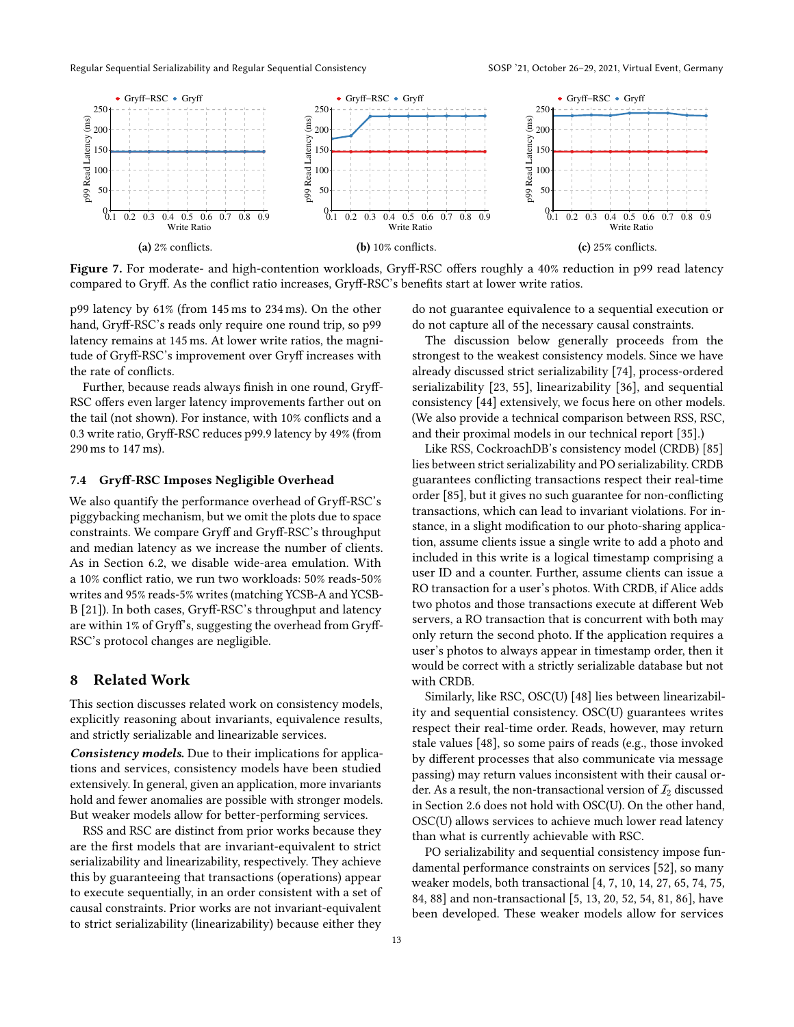(a) 2% conflicts.

(b) 10% conflicts.

(c) 25% conflicts.

**Figure 7.** For moderate- and high-contention workloads, Gryff-RSC offers roughly a 40% reduction in p99 read latency compared to Gryff. As the conflict ratio increases, Gryff-RSC's benefits start at lower write ratios.

p99 latency by 61% (from 145 ms to 234 ms). On the other hand, Gryff-RSC's reads only require one round trip, so p99 latency remains at 145 ms. At lower write ratios, the magnitude of Gryff-RSC's improvement over Gryff increases with the rate of conflicts.

Further, because reads always finish in one round, Gryff-RSC offers even larger latency improvements farther out on the tail (not shown). For instance, with 10% conflicts and a 0.3 write ratio, Gryff-RSC reduces p99.9 latency by 49% (from 290 ms to 147 ms).

### 7.4 Gryff-RSC Imposes Negligible Overhead

We also quantify the performance overhead of Gryff-RSC's piggybacking mechanism, but we omit the plots due to space constraints. We compare Gryff and Gryff-RSC's throughput and median latency as we increase the number of clients. As in Section 6.2, we disable wide-area emulation. With a 10% conflict ratio, we run two workloads: 50% reads-50% writes and 95% reads-5% writes (matching YCSB-A and YCSB-B [21]). In both cases, Gryff-RSC's throughput and latency are within 1% of Gryff's, suggesting the overhead from Gryff-RSC's protocol changes are negligible.

## 8 Related Work

This section discusses related work on consistency models, explicitly reasoning about invariants, equivalence results, and strictly serializable and linearizable services.

***Consistency models.*** Due to their implications for applications and services, consistency models have been studied extensively. In general, given an application, more invariants hold and fewer anomalies are possible with stronger models. But weaker models allow for better-performing services.

RSS and RSC are distinct from prior works because they are the first models that are invariant-equivalent to strict serializability and linearizability, respectively. They achieve this by guaranteeing that transactions (operations) appear to execute sequentially, in an order consistent with a set of causal constraints. Prior works are not invariant-equivalent to strict serializability (linearizability) because either they do not guarantee equivalence to a sequential execution or do not capture all of the necessary causal constraints.

The discussion below generally proceeds from the strongest to the weakest consistency models. Since we have already discussed strict serializability [74], process-ordered serializability [23, 55], linearizability [36], and sequential consistency [44] extensively, we focus here on other models. (We also provide a technical comparison between RSS, RSC, and their proximal models in our technical report [35].)

Like RSS, CockroachDB's consistency model (CRDB) [85] lies between strict serializability and PO serializability. CRDB guarantees conflicting transactions respect their real-time order [85], but it gives no such guarantee for non-conflicting transactions, which can lead to invariant violations. For instance, in a slight modification to our photo-sharing application, assume clients issue a single write to add a photo and included in this write is a logical timestamp comprising a user ID and a counter. Further, assume clients can issue a RO transaction for a user's photos. With CRDB, if Alice adds two photos and those transactions execute at different Web servers, a RO transaction that is concurrent with both may only return the second photo. If the application requires a user's photos to always appear in timestamp order, then it would be correct with a strictly serializable database but not with CRDB.

Similarly, like RSC, OSC(U) [48] lies between linearizability and sequential consistency. OSC(U) guarantees writes respect their real-time order. Reads, however, may return stale values [48], so some pairs of reads (e.g., those invoked by different processes that also communicate via message passing) may return values inconsistent with their causal order. As a result, the non-transactional version of $\mathcal{I}_2$ discussed in Section 2.6 does not hold with OSC(U). On the other hand, OSC(U) allows services to achieve much lower read latency than what is currently achievable with RSC.

PO serializability and sequential consistency impose fundamental performance constraints on services [52], so many weaker models, both transactional [4, 7, 10, 14, 27, 65, 74, 75, 84, 88] and non-transactional [5, 13, 20, 52, 54, 81, 86], have been developed. These weaker models allow for services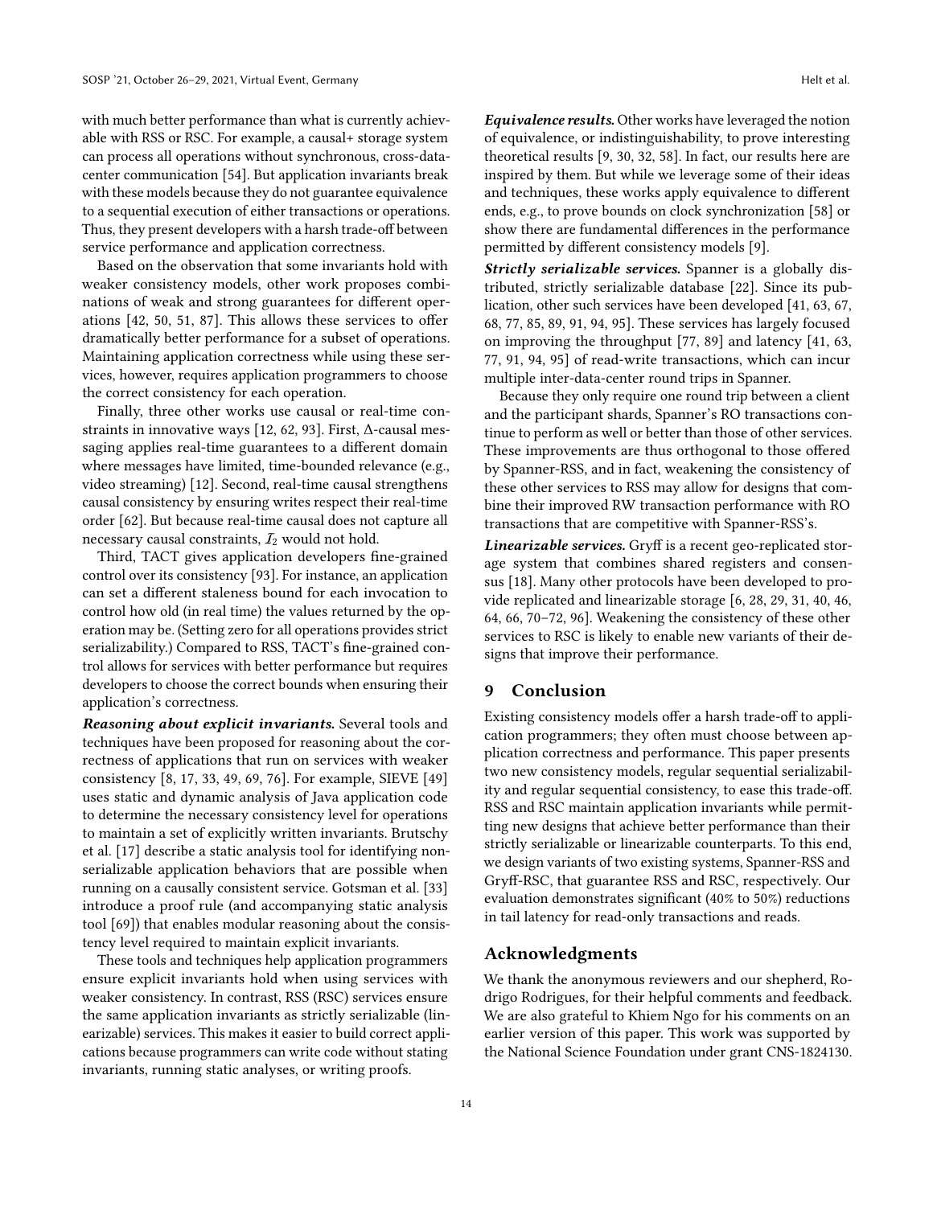with much better performance than what is currently achievable with RSS or RSC. For example, a causal+ storage system can process all operations without synchronous, cross-datacenter communication [54]. But application invariants break with these models because they do not guarantee equivalence to a sequential execution of either transactions or operations. Thus, they present developers with a harsh trade-off between service performance and application correctness.

Based on the observation that some invariants hold with weaker consistency models, other work proposes combinations of weak and strong guarantees for different operations [42, 50, 51, 87]. This allows these services to offer dramatically better performance for a subset of operations. Maintaining application correctness while using these services, however, requires application programmers to choose the correct consistency for each operation.

Finally, three other works use causal or real-time constraints in innovative ways [12, 62, 93]. First, Δ-causal messaging applies real-time guarantees to a different domain where messages have limited, time-bounded relevance (e.g., video streaming) [12]. Second, real-time causal strengthens causal consistency by ensuring writes respect their real-time order [62]. But because real-time causal does not capture all necessary causal constraints, $\mathcal{I}_2$ would not hold.

Third, TACT gives application developers fine-grained control over its consistency [93]. For instance, an application can set a different staleness bound for each invocation to control how old (in real time) the values returned by the operation may be. (Setting zero for all operations provides strict serializability.) Compared to RSS, TACT's fine-grained control allows for services with better performance but requires developers to choose the correct bounds when ensuring their application's correctness.

***Reasoning about explicit invariants.*** Several tools and techniques have been proposed for reasoning about the correctness of applications that run on services with weaker consistency [8, 17, 33, 49, 69, 76]. For example, SIEVE [49] uses static and dynamic analysis of Java application code to determine the necessary consistency level for operations to maintain a set of explicitly written invariants. Brutschy et al. [17] describe a static analysis tool for identifying non-serializable application behaviors that are possible when running on a causally consistent service. Gotsman et al. [33] introduce a proof rule (and accompanying static analysis tool [69]) that enables modular reasoning about the consistency level required to maintain explicit invariants.

These tools and techniques help application programmers ensure explicit invariants hold when using services with weaker consistency. In contrast, RSS (RSC) services ensure the same application invariants as strictly serializable (linearizable) services. This makes it easier to build correct applications because programmers can write code without stating invariants, running static analyses, or writing proofs.

***Equivalence results.*** Other works have leveraged the notion of equivalence, or indistinguishability, to prove interesting theoretical results [9, 30, 32, 58]. In fact, our results here are inspired by them. But while we leverage some of their ideas and techniques, these works apply equivalence to different ends, e.g., to prove bounds on clock synchronization [58] or show there are fundamental differences in the performance permitted by different consistency models [9].

***Strictly serializable services.*** Spanner is a globally distributed, strictly serializable database [22]. Since its publication, other such services have been developed [41, 63, 67, 68, 77, 85, 89, 91, 94, 95]. These services have largely focused on improving the throughput [77, 89] and latency [41, 63, 77, 91, 94, 95] of read-write transactions, which can incur multiple inter-data-center round trips in Spanner.

Because they only require one round trip between a client and the participant shards, Spanner's RO transactions continue to perform as well or better than those of other services. These improvements are thus orthogonal to those offered by Spanner-RSS, and in fact, weakening the consistency of these other services to RSS may allow for designs that combine their improved RW transaction performance with RO transactions that are competitive with Spanner-RSS's.

***Linearizable services.*** Gryff is a recent geo-replicated storage system that combines shared registers and consensus [18]. Many other protocols have been developed to provide replicated and linearizable storage [6, 28, 29, 31, 40, 46, 64, 66, 70–72, 96]. Weakening the consistency of these other services to RSC is likely to enable new variants of their designs that improve their performance.

## 9 Conclusion

Existing consistency models offer a harsh trade-off to application programmers; they often must choose between application correctness and performance. This paper presents two new consistency models, regular sequential serializability and regular sequential consistency, to ease this trade-off. RSS and RSC maintain application invariants while permitting new designs that achieve better performance than their strictly serializable or linearizable counterparts. To this end, we design variants of two existing systems, Spanner-RSS and Gryff-RSC, that guarantee RSS and RSC, respectively. Our evaluation demonstrates significant (40% to 50%) reductions in tail latency for read-only transactions and reads.

## Acknowledgments

We thank the anonymous reviewers and our shepherd, Rodrigo Rodrigues, for their helpful comments and feedback. We are also grateful to Khiem Ngo for his comments on an earlier version of this paper. This work was supported by the National Science Foundation under grant CNS-1824130.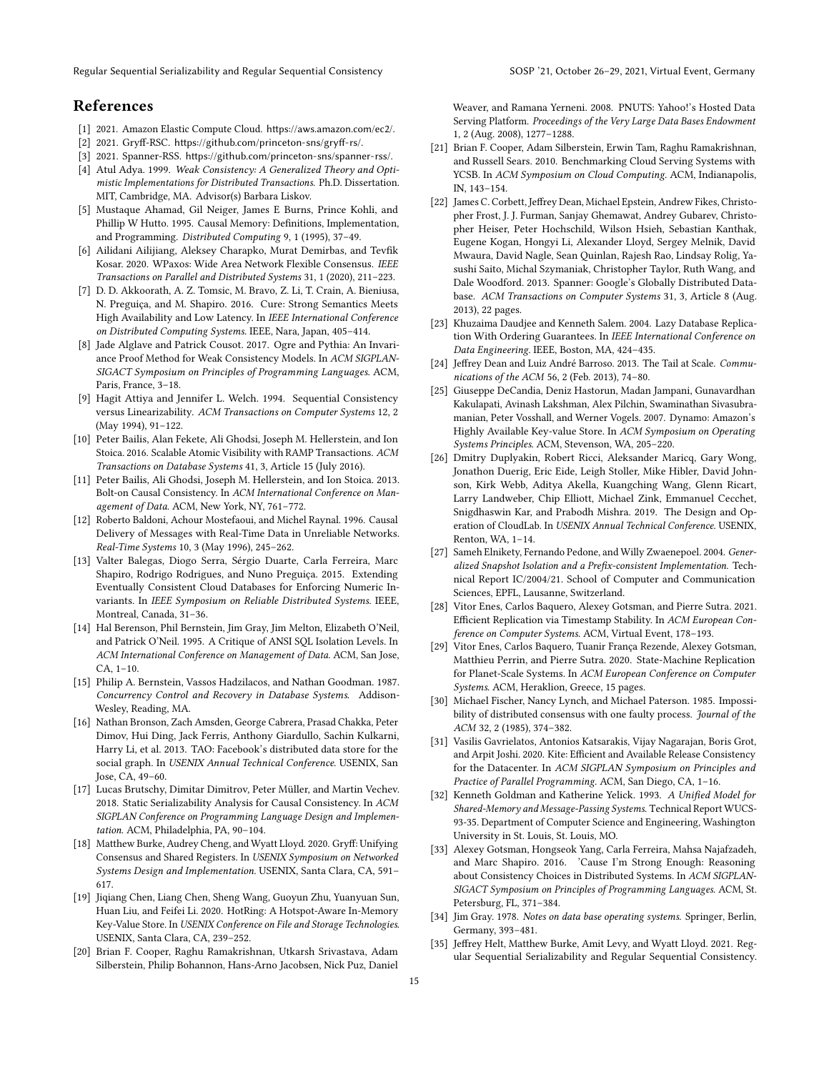# References

[1] 2021. Amazon Elastic Compute Cloud. https://aws.amazon.com/ec2/.

[2] 2021. Gryff-RSC. https://github.com/princeton-sns/gryff-rs/.

[3] 2021. Spanner-RSS. https://github.com/princeton-sns/spanner-rss/.

[4] Atul Adya. 1999. *Weak Consistency: A Generalized Theory and Optimistic Implementations for Distributed Transactions*. Ph.D. Dissertation. MIT, Cambridge, MA. Advisor(s) Barbara Liskov.

[5] Mustaque Ahamad, Gil Neiger, James E Burns, Prince Kohli, and Phillip W Hutto. 1995. Causal Memory: Definitions, Implementation, and Programming. *Distributed Computing* 9, 1 (1995), 37–49.

[6] Ailidani Ailijiang, Aleksey Charapko, Murat Demirbas, and Tevfik Kosar. 2020. WPaxos: Wide Area Network Flexible Consensus. *IEEE Transactions on Parallel and Distributed Systems* 31, 1 (2020), 211–223.

[7] D. D. Akkoorath, A. Z. Tomsic, M. Bravo, Z. Li, T. Crain, A. Bieniusa, N. Preguiça, and M. Shapiro. 2016. Cure: Strong Semantics Meets High Availability and Low Latency. In *IEEE International Conference on Distributed Computing Systems*. IEEE, Nara, Japan, 405–414.

[8] Jade Alglave and Patrick Cousot. 2017. Ogre and Pythia: An Invariance Proof Method for Weak Consistency Models. In *ACM SIGPLAN-SIGACT Symposium on Principles of Programming Languages*. ACM, Paris, France, 3–18.

[9] Hagit Attiya and Jennifer L. Welch. 1994. Sequential Consistency versus Linearizability. *ACM Transactions on Computer Systems* 12, 2 (May 1994), 91–122.

[10] Peter Bailis, Alan Fekete, Ali Ghodsi, Joseph M. Hellerstein, and Ion Stoica. 2016. Scalable Atomic Visibility with RAMP Transactions. *ACM Transactions on Database Systems* 41, 3, Article 15 (July 2016).

[11] Peter Bailis, Ali Ghodsi, Joseph M. Hellerstein, and Ion Stoica. 2013. Bolt-on Causal Consistency. In *ACM International Conference on Management of Data*. ACM, New York, NY, 761–772.

[12] Roberto Baldoni, Achour Mostefaoui, and Michel Raynal. 1996. Causal Delivery of Messages with Real-Time Data in Unreliable Networks. *Real-Time Systems* 10, 3 (May 1996), 245–262.

[13] Valter Balegas, Diogo Serra, Sérgio Duarte, Carla Ferreira, Marc Shapiro, Rodrigo Rodrigues, and Nuno Preguiça. 2015. Extending Eventually Consistent Cloud Databases for Enforcing Numeric Invariants. In *IEEE Symposium on Reliable Distributed Systems*. IEEE, Montreal, Canada, 31–36.

[14] Hal Berenson, Phil Bernstein, Jim Gray, Jim Melton, Elizabeth O'Neil, and Patrick O'Neil. 1995. A Critique of ANSI SQL Isolation Levels. In *ACM International Conference on Management of Data*. ACM, San Jose, CA, 1–10.

[15] Philip A. Bernstein, Vassos Hadzilacos, and Nathan Goodman. 1987. *Concurrency Control and Recovery in Database Systems*. Addison-Wesley, Reading, MA.

[16] Nathan Bronson, Zach Amsden, George Cabrera, Prasad Chakka, Peter Dimov, Hui Ding, Jack Ferris, Anthony Giardullo, Sachin Kulkarni, Harry Li, et al. 2013. TAO: Facebook's distributed data store for the social graph. In *USENIX Annual Technical Conference*. USENIX, San Jose, CA, 49–60.

[17] Lucas Brutschy, Dimitar Dimitrov, Peter Müller, and Martin Vechev. 2018. Static Serializability Analysis for Causal Consistency. In *ACM SIGPLAN Conference on Programming Language Design and Implementation*. ACM, Philadelphia, PA, 90–104.

[18] Matthew Burke, Audrey Cheng, and Wyatt Lloyd. 2020. Gryff: Unifying Consensus and Shared Registers. In *USENIX Symposium on Networked Systems Design and Implementation*. USENIX, Santa Clara, CA, 591–617.

[19] Jiqiang Chen, Liang Chen, Sheng Wang, Guoyun Zhu, Yuanyuan Sun, Huan Liu, and Feifei Li. 2020. HotRing: A Hotspot-Aware In-Memory Key-Value Store. In *USENIX Conference on File and Storage Technologies*. USENIX, Santa Clara, CA, 239–252.

[20] Brian F. Cooper, Raghu Ramakrishnan, Utkarsh Srivastava, Adam Silberstein, Philip Bohannon, Hans-Arno Jacobsen, Nick Puz, Daniel Weaver, and Ramana Yerneni. 2008. PNUTS: Yahoo!'s Hosted Data Serving Platform. *Proceedings of the Very Large Data Bases Endowment* 1, 2 (Aug. 2008), 1277–1288.

[21] Brian F. Cooper, Adam Silberstein, Erwin Tam, Raghu Ramakrishnan, and Russell Sears. 2010. Benchmarking Cloud Serving Systems with YCSB. In *ACM Symposium on Cloud Computing*. ACM, Indianapolis, IN, 143–154.

[22] James C. Corbett, Jeffrey Dean, Michael Epstein, Andrew Fikes, Christopher Frost, J. J. Furman, Sanjay Ghemawat, Andrey Gubarev, Christopher Heiser, Peter Hochschild, Wilson Hsieh, Sebastian Kanthak, Eugene Kogan, Hongyi Li, Alexander Lloyd, Sergey Melnik, David Mwaura, David Nagle, Sean Quinlan, Rajesh Rao, Lindsay Rolig, Yasushi Saito, Michal Szymaniak, Christopher Taylor, Ruth Wang, and Dale Woodford. 2013. Spanner: Google's Globally Distributed Database. *ACM Transactions on Computer Systems* 31, 3, Article 8 (Aug. 2013), 22 pages.

[23] Khuzaima Daudjee and Kenneth Salem. 2004. Lazy Database Replication With Ordering Guarantees. In *IEEE International Conference on Data Engineering*. IEEE, Boston, MA, 424–435.

[24] Jeffrey Dean and Luiz André Barroso. 2013. The Tail at Scale. *Communications of the ACM* 56, 2 (Feb. 2013), 74–80.

[25] Giuseppe DeCandia, Deniz Hastorun, Madan Jampani, Gunavardhan Kakulapati, Avinash Lakshman, Alex Pilchin, Swaminathan Sivasubramanian, Peter Vosshall, and Werner Vogels. 2007. Dynamo: Amazon's Highly Available Key-value Store. In *ACM Symposium on Operating Systems Principles*. ACM, Stevenson, WA, 205–220.

[26] Dmitry Duplyakin, Robert Ricci, Aleksander Maricq, Gary Wong, Jonathon Duerig, Eric Eide, Leigh Stoller, Mike Hibler, David Johnson, Kirk Webb, Aditya Akella, Kuangching Wang, Glenn Ricart, Larry Landweber, Chip Elliott, Michael Zink, Emmanuel Cecchet, Snigdhaswin Kar, and Prabodh Mishra. 2019. The Design and Operation of CloudLab. In *USENIX Annual Technical Conference*. USENIX, Renton, WA, 1–14.

[27] Sameh Elnikety, Fernando Pedone, and Willy Zwaenepoel. 2004. *Generalized Snapshot Isolation and a Prefix-consistent Implementation*. Technical Report IC/2004/21. School of Computer and Communication Sciences, EPFL, Lausanne, Switzerland.

[28] Vitor Enes, Carlos Baquero, Alexey Gotsman, and Pierre Sutra. 2021. Efficient Replication via Timestamp Stability. In *ACM European Conference on Computer Systems*. ACM, Virtual Event, 178–193.

[29] Vitor Enes, Carlos Baquero, Tuanir França Rezende, Alexey Gotsman, Matthieu Perrin, and Pierre Sutra. 2020. State-Machine Replication for Planet-Scale Systems. In *ACM European Conference on Computer Systems*. ACM, Heraklion, Greece, 15 pages.

[30] Michael Fischer, Nancy Lynch, and Michael Paterson. 1985. Impossibility of distributed consensus with one faulty process. *Journal of the ACM* 32, 2 (1985), 374–382.

[31] Vasilis Gavrielatos, Antonios Katsarakis, Vijay Nagarajan, Boris Grot, and Arpit Joshi. 2020. Kite: Efficient and Available Release Consistency for the Datacenter. In *ACM SIGPLAN Symposium on Principles and Practice of Parallel Programming*. ACM, San Diego, CA, 1–16.

[32] Kenneth Goldman and Katherine Yelick. 1993. *A Unified Model for Shared-Memory and Message-Passing Systems*. Technical Report WUCS-93-35. Department of Computer Science and Engineering, Washington University in St. Louis, St. Louis, MO.

[33] Alexey Gotsman, Hongseok Yang, Carla Ferreira, Mahsa Najafzadeh, and Marc Shapiro. 2016. 'Cause I'm Strong Enough: Reasoning about Consistency Choices in Distributed Systems. In *ACM SIGPLAN-SIGACT Symposium on Principles of Programming Languages*. ACM, St. Petersburg, FL, 371–384.

[34] Jim Gray. 1978. *Notes on data base operating systems*. Springer, Berlin, Germany, 393–481.

[35] Jeffrey Helt, Matthew Burke, Amit Levy, and Wyatt Lloyd. 2021. Regular Sequential Serializability and Regular Sequential Consistency.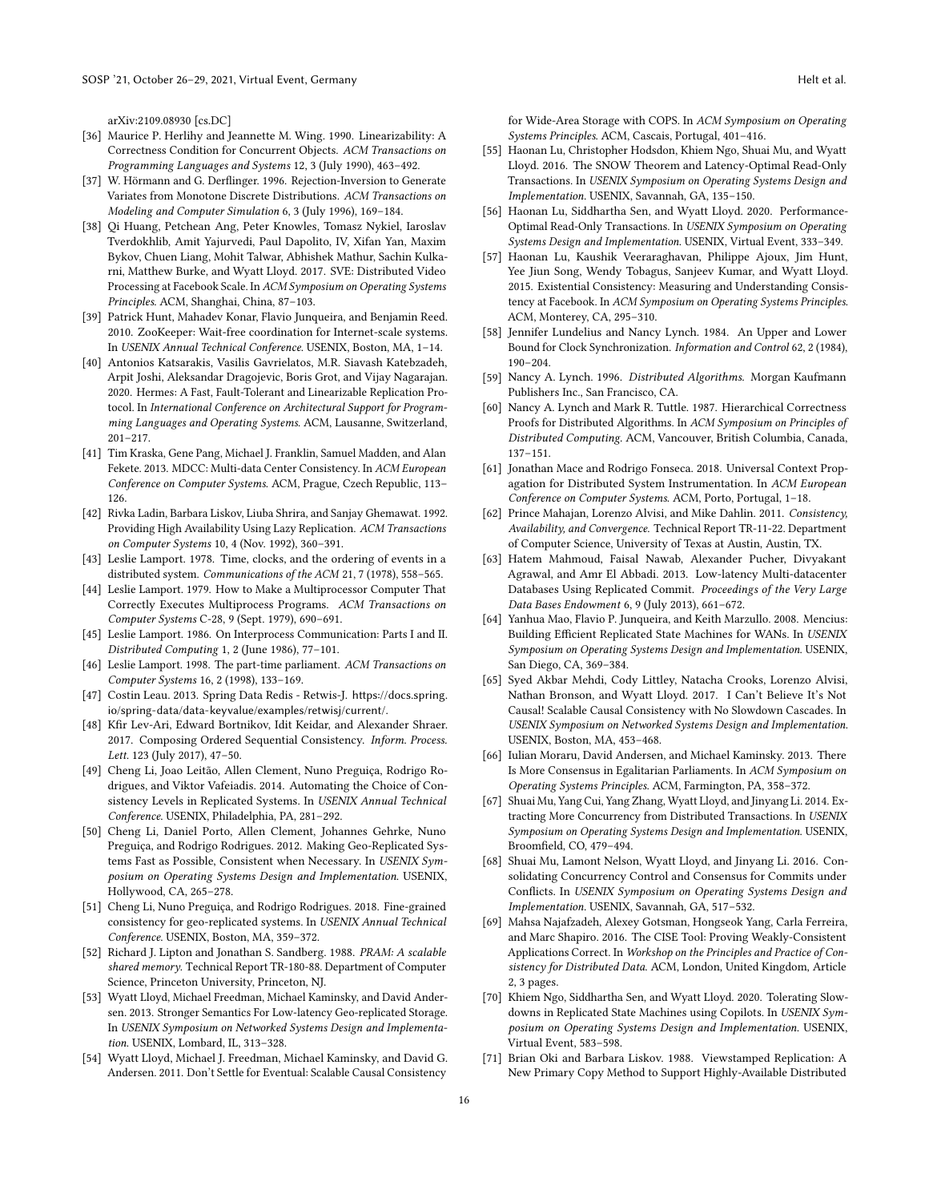arXiv:2109.08930 [cs.DC]

[36] Maurice P. Herlihy and Jeannette M. Wing. 1990. Linearizability: A Correctness Condition for Concurrent Objects. *ACM Transactions on Programming Languages and Systems* 12, 3 (July 1990), 463–492.

[37] W. Hörmann and G. Derflinger. 1996. Rejection-Inversion to Generate Variates from Monotone Discrete Distributions. *ACM Transactions on Modeling and Computer Simulation* 6, 3 (July 1996), 169–184.

[38] Qi Huang, Petchean Ang, Peter Knowles, Tomasz Nykiel, Iaroslav Tverdokhlib, Amit Yajurvedi, Paul Dapolito, IV, Xifan Yan, Maxim Bykov, Chuen Liang, Mohit Talwar, Abhishek Mathur, Sachin Kulkarni, Matthew Burke, and Wyatt Lloyd. 2017. SVE: Distributed Video Processing at Facebook Scale. In *ACM Symposium on Operating Systems Principles*. ACM, Shanghai, China, 87–103.

[39] Patrick Hunt, Mahadev Konar, Flavio Junqueira, and Benjamin Reed. 2010. ZooKeeper: Wait-free coordination for Internet-scale systems. In *USENIX Annual Technical Conference*. USENIX, Boston, MA, 1–14.

[40] Antonios Katsarakis, Vasilis Gavrielatos, M.R. Siavash Katebzadeh, Arpit Joshi, Aleksandar Dragojevic, Boris Grot, and Vijay Nagarajan. 2020. Hermes: A Fast, Fault-Tolerant and Linearizable Replication Protocol. In *International Conference on Architectural Support for Programming Languages and Operating Systems*. ACM, Lausanne, Switzerland, 201–217.

[41] Tim Kraska, Gene Pang, Michael J. Franklin, Samuel Madden, and Alan Fekete. 2013. MDCC: Multi-data Center Consistency. In *ACM European Conference on Computer Systems*. ACM, Prague, Czech Republic, 113–126.

[42] Rivka Ladin, Barbara Liskov, Liuba Shrira, and Sanjay Ghemawat. 1992. Providing High Availability Using Lazy Replication. *ACM Transactions on Computer Systems* 10, 4 (Nov. 1992), 360–391.

[43] Leslie Lamport. 1978. Time, clocks, and the ordering of events in a distributed system. *Communications of the ACM* 21, 7 (1978), 558–565.

[44] Leslie Lamport. 1979. How to Make a Multiprocessor Computer That Correctly Executes Multiprocess Programs. *ACM Transactions on Computer Systems* C-28, 9 (Sept. 1979), 690–691.

[45] Leslie Lamport. 1986. On Interprocess Communication: Parts I and II. *Distributed Computing* 1, 2 (June 1986), 77–101.

[46] Leslie Lamport. 1998. The part-time parliament. *ACM Transactions on Computer Systems* 16, 2 (1998), 133–169.

[47] Costin Leau. 2013. Spring Data Redis - Retwis-J. https://docs.spring.io/spring-data/data-keyvalue/examples/retwisj/current/.

[48] Kfir Lev-Ari, Edward Bortnikov, Idit Keidar, and Alexander Shraer. 2017. Composing Ordered Sequential Consistency. *Inform. Process. Lett.* 123 (July 2017), 47–50.

[49] Cheng Li, Joao Leitão, Allen Clement, Nuno Preguiça, Rodrigo Rodrigues, and Viktor Vafeiadis. 2014. Automating the Choice of Consistency Levels in Replicated Systems. In *USENIX Annual Technical Conference*. USENIX, Philadelphia, PA, 281–292.

[50] Cheng Li, Daniel Porto, Allen Clement, Johannes Gehrke, Nuno Preguiça, and Rodrigo Rodrigues. 2012. Making Geo-Replicated Systems Fast as Possible, Consistent when Necessary. In *USENIX Symposium on Operating Systems Design and Implementation*. USENIX, Hollywood, CA, 265–278.

[51] Cheng Li, Nuno Preguiça, and Rodrigo Rodrigues. 2018. Fine-grained consistency for geo-replicated systems. In *USENIX Annual Technical Conference*. USENIX, Boston, MA, 359–372.

[52] Richard J. Lipton and Jonathan S. Sandberg. 1988. *PRAM: A scalable shared memory*. Technical Report TR-180-88. Department of Computer Science, Princeton University, Princeton, NJ.

[53] Wyatt Lloyd, Michael Freedman, Michael Kaminsky, and David Andersen. 2013. Stronger Semantics For Low-latency Geo-replicated Storage. In *USENIX Symposium on Networked Systems Design and Implementation*. USENIX, Lombard, IL, 313–328.

[54] Wyatt Lloyd, Michael J. Freedman, Michael Kaminsky, and David G. Andersen. 2011. Don't Settle for Eventual: Scalable Causal Consistency for Wide-Area Storage with COPS. In *ACM Symposium on Operating Systems Principles*. ACM, Cascais, Portugal, 401–416.

[55] Haonan Lu, Christopher Hodsdon, Khiem Ngo, Shuai Mu, and Wyatt Lloyd. 2016. The SNOW Theorem and Latency-Optimal Read-Only Transactions. In *USENIX Symposium on Operating Systems Design and Implementation*. USENIX, Savannah, GA, 135–150.

[56] Haonan Lu, Siddhartha Sen, and Wyatt Lloyd. 2020. Performance-Optimal Read-Only Transactions. In *USENIX Symposium on Operating Systems Design and Implementation*. USENIX, Virtual Event, 333–349.

[57] Haonan Lu, Kaushik Veeraraghavan, Philippe Ajoux, Jim Hunt, Yee Jiun Song, Wendy Tobagus, Sanjeev Kumar, and Wyatt Lloyd. 2015. Existential Consistency: Measuring and Understanding Consistency at Facebook. In *ACM Symposium on Operating Systems Principles*. ACM, Monterey, CA, 295–310.

[58] Jennifer Lundelius and Nancy Lynch. 1984. An Upper and Lower Bound for Clock Synchronization. *Information and Control* 62, 2 (1984), 190–204.

[59] Nancy A. Lynch. 1996. *Distributed Algorithms*. Morgan Kaufmann Publishers Inc., San Francisco, CA.

[60] Nancy A. Lynch and Mark R. Tuttle. 1987. Hierarchical Correctness Proofs for Distributed Algorithms. In *ACM Symposium on Principles of Distributed Computing*. ACM, Vancouver, British Columbia, Canada, 137–151.

[61] Jonathan Mace and Rodrigo Fonseca. 2018. Universal Context Propagation for Distributed System Instrumentation. In *ACM European Conference on Computer Systems*. ACM, Porto, Portugal, 1–18.

[62] Prince Mahajan, Lorenzo Alvisi, and Mike Dahlin. 2011. *Consistency, Availability, and Convergence*. Technical Report TR-11-22. Department of Computer Science, University of Texas at Austin, Austin, TX.

[63] Hatem Mahmoud, Faisal Nawab, Alexander Pucher, Divyakant Agrawal, and Amr El Abbadi. 2013. Low-latency Multi-datacenter Databases Using Replicated Commit. *Proceedings of the Very Large Data Bases Endowment* 6, 9 (July 2013), 661–672.

[64] Yanhua Mao, Flavio P. Junqueira, and Keith Marzullo. 2008. Mencius: Building Efficient Replicated State Machines for WANs. In *USENIX Symposium on Operating Systems Design and Implementation*. USENIX, San Diego, CA, 369–384.

[65] Syed Akbar Mehdi, Cody Littley, Natacha Crooks, Lorenzo Alvisi, Nathan Bronson, and Wyatt Lloyd. 2017. I Can't Believe It's Not Causal! Scalable Causal Consistency with No Slowdown Cascades. In *USENIX Symposium on Networked Systems Design and Implementation*. USENIX, Boston, MA, 453–468.

[66] Iulian Moraru, David Andersen, and Michael Kaminsky. 2013. There Is More Consensus in Egalitarian Parliaments. In *ACM Symposium on Operating Systems Principles*. ACM, Farmington, PA, 358–372.

[67] Shuai Mu, Yang Cui, Yang Zhang, Wyatt Lloyd, and Jinyang Li. 2014. Extracting More Concurrency from Distributed Transactions. In *USENIX Symposium on Operating Systems Design and Implementation*. USENIX, Broomfield, CO, 479–494.

[68] Shuai Mu, Lamont Nelson, Wyatt Lloyd, and Jinyang Li. 2016. Consolidating Concurrency Control and Consensus for Commits under Conflicts. In *USENIX Symposium on Operating Systems Design and Implementation*. USENIX, Savannah, GA, 517–532.

[69] Mahsa Najafzadeh, Alexey Gotsman, Hongseok Yang, Carla Ferreira, and Marc Shapiro. 2016. The CISE Tool: Proving Weakly-Consistent Applications Correct. In *Workshop on the Principles and Practice of Consistency for Distributed Data*. ACM, London, United Kingdom, Article 2, 3 pages.

[70] Khiem Ngo, Siddhartha Sen, and Wyatt Lloyd. 2020. Tolerating Slowdowns in Replicated State Machines using Copilots. In *USENIX Symposium on Operating Systems Design and Implementation*. USENIX, Virtual Event, 583–598.

[71] Brian Oki and Barbara Liskov. 1988. Viewstamped Replication: A New Primary Copy Method to Support Highly-Available Distributed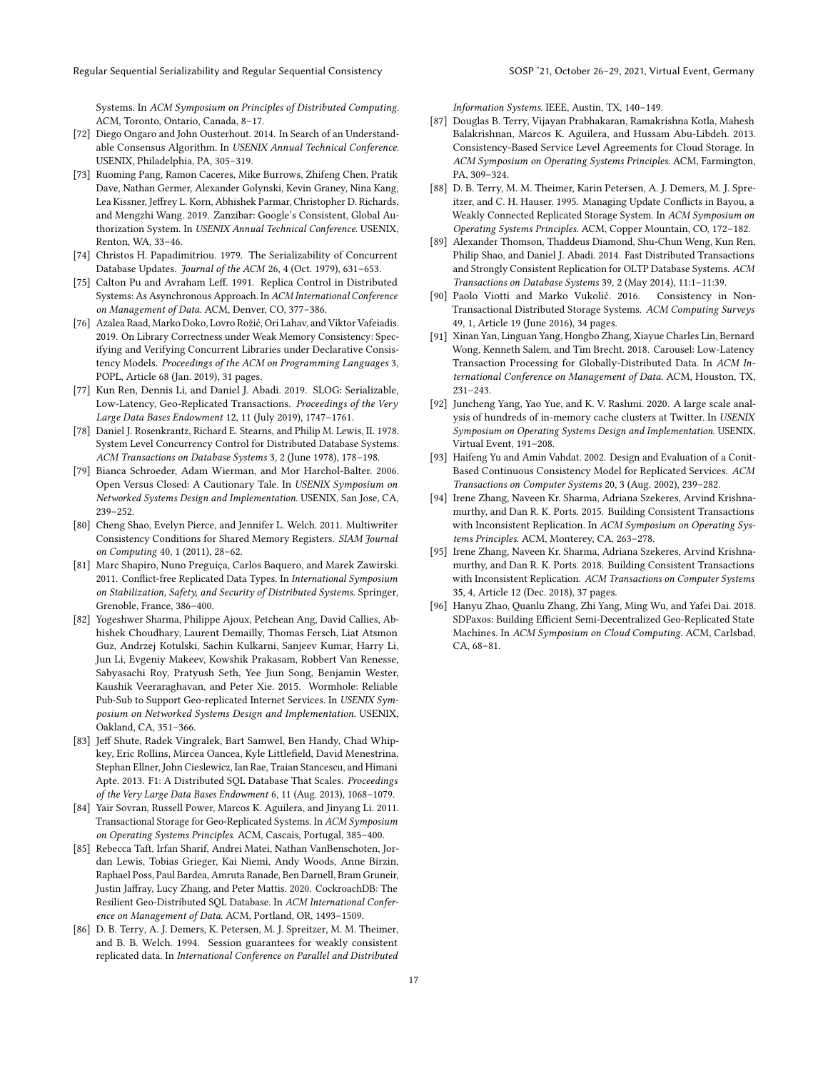Systems. In *ACM Symposium on Principles of Distributed Computing*. ACM, Toronto, Ontario, Canada, 8–17.

[72] Diego Ongaro and John Ousterhout. 2014. In Search of an Understandable Consensus Algorithm. In *USENIX Annual Technical Conference*. USENIX, Philadelphia, PA, 305–319.

[73] Ruoming Pang, Ramon Caceres, Mike Burrows, Zhifeng Chen, Pratik Dave, Nathan Germer, Alexander Golynski, Kevin Graney, Nina Kang, Lea Kissner, Jeffrey L. Korn, Abhishek Parmar, Christopher D. Richards, and Mengzhi Wang. 2019. Zanzibar: Google's Consistent, Global Authorization System. In *USENIX Annual Technical Conference*. USENIX, Renton, WA, 33–46.

[74] Christos H. Papadimitriou. 1979. The Serializability of Concurrent Database Updates. *Journal of the ACM* 26, 4 (Oct. 1979), 631–653.

[75] Calton Pu and Avraham Leff. 1991. Replica Control in Distributed Systems: As Asynchronous Approach. In *ACM International Conference on Management of Data*. ACM, Denver, CO, 377–386.

[76] Azalea Raad, Marko Doko, Lovro Rožić, Ori Lahav, and Viktor Vafeiadis. 2019. On Library Correctness under Weak Memory Consistency: Specifying and Verifying Concurrent Libraries under Declarative Consistency Models. *Proceedings of the ACM on Programming Languages* 3, POPL, Article 68 (Jan. 2019), 31 pages.

[77] Kun Ren, Dennis Li, and Daniel J. Abadi. 2019. SLOG: Serializable, Low-Latency, Geo-Replicated Transactions. *Proceedings of the Very Large Data Bases Endowment* 12, 11 (July 2019), 1747–1761.

[78] Daniel J. Rosenkrantz, Richard E. Stearns, and Philip M. Lewis, II. 1978. System Level Concurrency Control for Distributed Database Systems. *ACM Transactions on Database Systems* 3, 2 (June 1978), 178–198.

[79] Bianca Schroeder, Adam Wierman, and Mor Harchol-Balter. 2006. Open Versus Closed: A Cautionary Tale. In *USENIX Symposium on Networked Systems Design and Implementation*. USENIX, San Jose, CA, 239–252.

[80] Cheng Shao, Evelyn Pierce, and Jennifer L. Welch. 2011. Multiwriter Consistency Conditions for Shared Memory Registers. *SIAM Journal on Computing* 40, 1 (2011), 28–62.

[81] Marc Shapiro, Nuno Preguiça, Carlos Baquero, and Marek Zawirski. 2011. Conflict-free Replicated Data Types. In *International Symposium on Stabilization, Safety, and Security of Distributed Systems*. Springer, Grenoble, France, 386–400.

[82] Yogeshwer Sharma, Philippe Ajoux, Petchean Ang, David Callies, Abhishek Choudhary, Laurent Demailly, Thomas Fersch, Liat Atsmon Guz, Andrzej Kotulski, Sachin Kulkarni, Sanjeev Kumar, Harry Li, Jun Li, Evgeniy Makeev, Kowshik Prakasam, Robbert Van Renesse, Sabyasachi Roy, Pratyush Seth, Yee Jiun Song, Benjamin Wester, Kaushik Veeraraghavan, and Peter Xie. 2015. Wormhole: Reliable Pub-Sub to Support Geo-replicated Internet Services. In *USENIX Symposium on Networked Systems Design and Implementation*. USENIX, Oakland, CA, 351–366.

[83] Jeff Shute, Radek Vingralek, Bart Samwel, Ben Handy, Chad Whipkey, Eric Rollins, Mircea Oancea, Kyle Littlefield, David Menestrina, Stephan Ellner, John Cieslewicz, Ian Rae, Traian Stancescu, and Himani Apte. 2013. F1: A Distributed SQL Database That Scales. *Proceedings of the Very Large Data Bases Endowment* 6, 11 (Aug. 2013), 1068–1079.

[84] Yair Sovran, Russell Power, Marcos K. Aguilera, and Jinyang Li. 2011. Transactional Storage for Geo-Replicated Systems. In *ACM Symposium on Operating Systems Principles*. ACM, Cascais, Portugal, 385–400.

[85] Rebecca Taft, Irfan Sharif, Andrei Matei, Nathan VanBenschoten, Jordan Lewis, Tobias Grieger, Kai Niemi, Andy Woods, Anne Birzin, Raphael Poss, Paul Bardea, Amruta Ranade, Ben Darnell, Bram Gruneir, Justin Jaffray, Lucy Zhang, and Peter Mattis. 2020. CockroachDB: The Resilient Geo-Distributed SQL Database. In *ACM International Conference on Management of Data*. ACM, Portland, OR, 1493–1509.

[86] D. B. Terry, A. J. Demers, K. Petersen, M. J. Spreitzer, M. M. Theimer, and B. B. Welch. 1994. Session guarantees for weakly consistent replicated data. In *International Conference on Parallel and Distributed Information Systems*. IEEE, Austin, TX, 140–149.

[87] Douglas B. Terry, Vijayan Prabhakaran, Ramakrishna Kotla, Mahesh Balakrishnan, Marcos K. Aguilera, and Hussam Abu-Libdeh. 2013. Consistency-Based Service Level Agreements for Cloud Storage. In *ACM Symposium on Operating Systems Principles*. ACM, Farmington, PA, 309–324.

[88] D. B. Terry, M. M. Theimer, Karin Petersen, A. J. Demers, M. J. Spreitzer, and C. H. Hauser. 1995. Managing Update Conflicts in Bayou, a Weakly Connected Replicated Storage System. In *ACM Symposium on Operating Systems Principles*. ACM, Copper Mountain, CO, 172–182.

[89] Alexander Thomson, Thaddeus Diamond, Shu-Chun Weng, Kun Ren, Philip Shao, and Daniel J. Abadi. 2014. Fast Distributed Transactions and Strongly Consistent Replication for OLTP Database Systems. *ACM Transactions on Database Systems* 39, 2 (May 2014), 11:1–11:39.

[90] Paolo Viotti and Marko Vukolić. 2016. Consistency in Non-Transactional Distributed Storage Systems. *ACM Computing Surveys* 49, 1, Article 19 (June 2016), 34 pages.

[91] Xinan Yan, Linguan Yang, Hongbo Zhang, Xiayue Charles Lin, Bernard Wong, Kenneth Salem, and Tim Brecht. 2018. Carousel: Low-Latency Transaction Processing for Globally-Distributed Data. In *ACM International Conference on Management of Data*. ACM, Houston, TX, 231–243.

[92] Juncheng Yang, Yao Yue, and K. V. Rashmi. 2020. A large scale analysis of hundreds of in-memory cache clusters at Twitter. In *USENIX Symposium on Operating Systems Design and Implementation*. USENIX, Virtual Event, 191–208.

[93] Haifeng Yu and Amin Vahdat. 2002. Design and Evaluation of a Conit-Based Continuous Consistency Model for Replicated Services. *ACM Transactions on Computer Systems* 20, 3 (Aug. 2002), 239–282.

[94] Irene Zhang, Naveen Kr. Sharma, Adriana Szekeres, Arvind Krishnamurthy, and Dan R. K. Ports. 2015. Building Consistent Transactions with Inconsistent Replication. In *ACM Symposium on Operating Systems Principles*. ACM, Monterey, CA, 263–278.

[95] Irene Zhang, Naveen Kr. Sharma, Adriana Szekeres, Arvind Krishnamurthy, and Dan R. K. Ports. 2018. Building Consistent Transactions with Inconsistent Replication. *ACM Transactions on Computer Systems* 35, 4, Article 12 (Dec. 2018), 37 pages.

[96] Hanyu Zhao, Quanlu Zhang, Zhi Yang, Ming Wu, and Yafei Dai. 2018. SDPaxos: Building Efficient Semi-Decentralized Geo-Replicated State Machines. In *ACM Symposium on Cloud Computing*. ACM, Carlsbad, CA, 68–81.